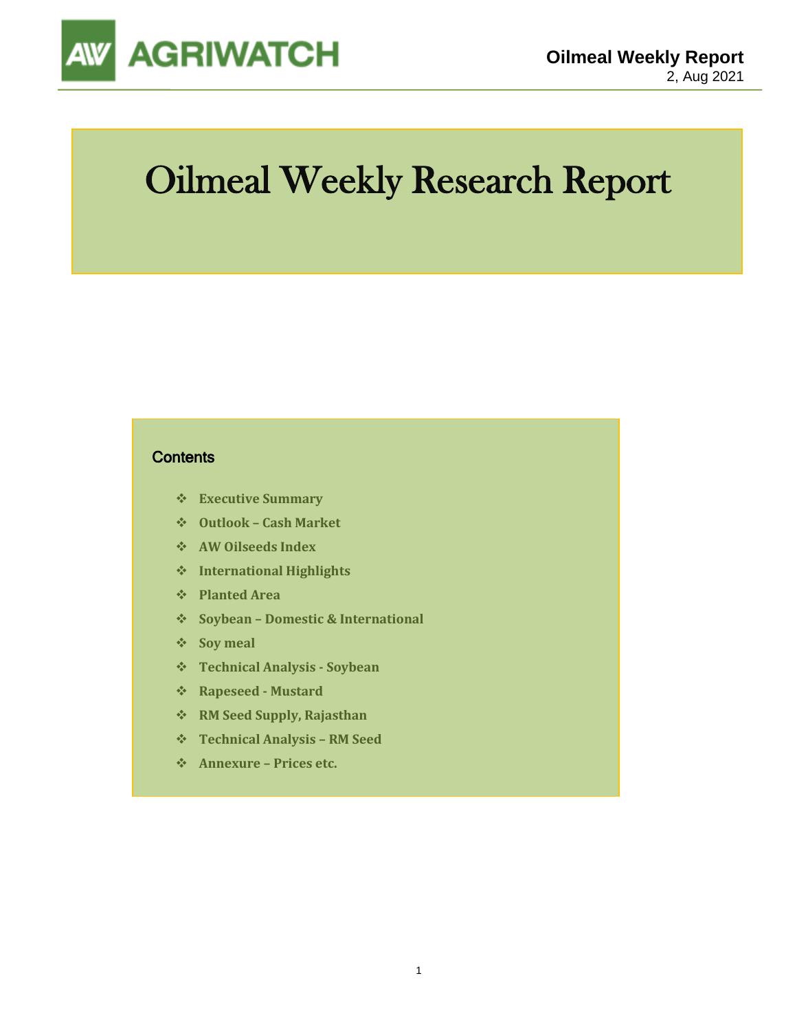# Oilmeal Weekly Research Report

## Contents

- Executive Summary
- Outlook – Cash Market
- AW Oilseeds Index
- International Highlights
- Planted Area
- Soybean – Domestic & International
- Soy meal
- Technical Analysis - Soybean
- Rapeseed - Mustard
- RM Seed Supply, Rajasthan
- Technical Analysis – RM Seed
- Annexure – Prices etc.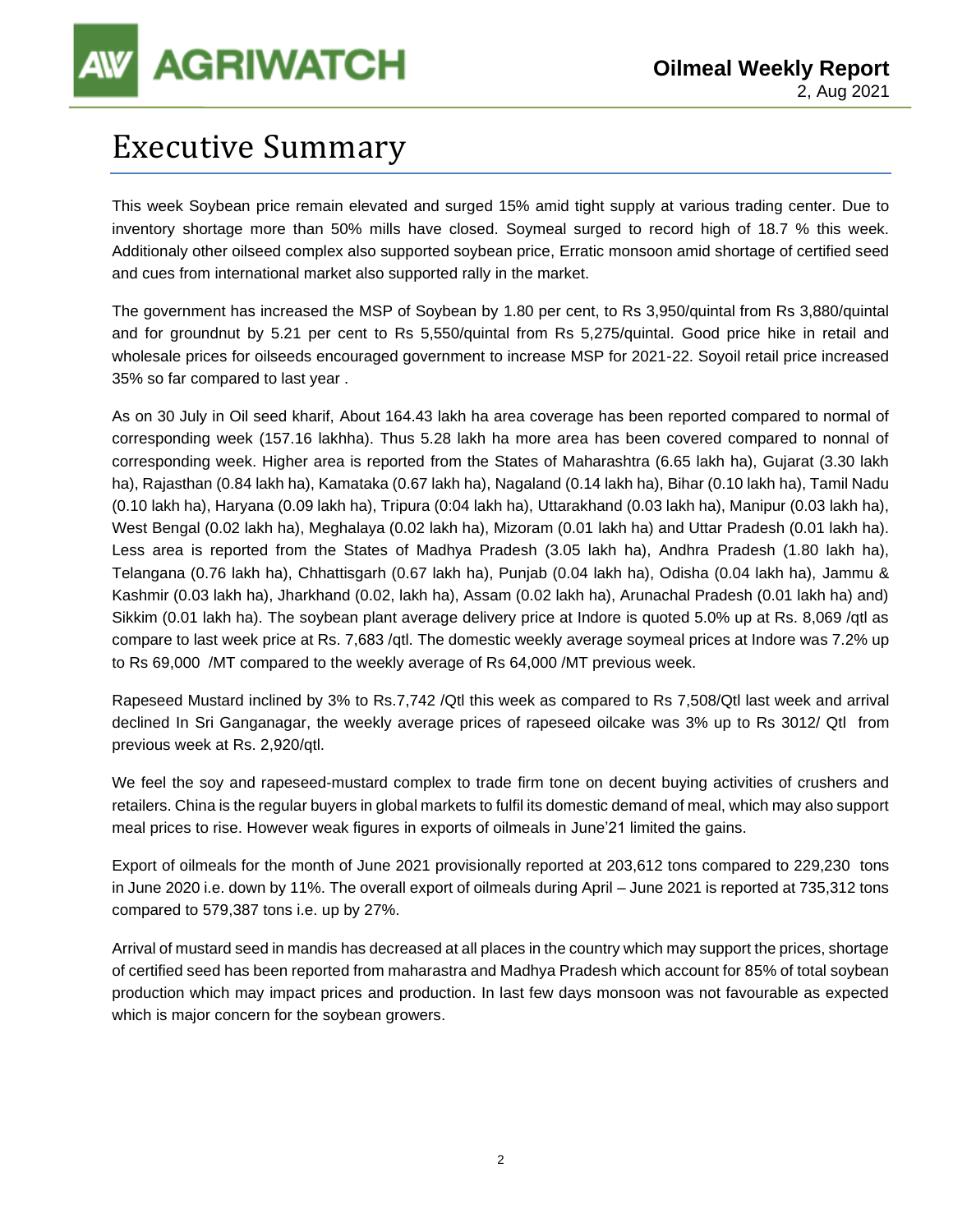# Executive Summary

This week Soybean price remain elevated and surged 15% amid tight supply at various trading center. Due to inventory shortage more than 50% mills have closed. Soymeal surged to record high of 18.7 % this week. Additionaly other oilseed complex also supported soybean price, Erratic monsoon amid shortage of certified seed and cues from international market also supported rally in the market.

The government has increased the MSP of Soybean by 1.80 per cent, to Rs 3,950/quintal from Rs 3,880/quintal and for groundnut by 5.21 per cent to Rs 5,550/quintal from Rs 5,275/quintal. Good price hike in retail and wholesale prices for oilseeds encouraged government to increase MSP for 2021-22. Soyoil retail price increased 35% so far compared to last year .

As on 30 July in Oil seed kharif, About 164.43 lakh ha area coverage has been reported compared to normal of corresponding week (157.16 lakhha). Thus 5.28 lakh ha more area has been covered compared to nonnal of corresponding week. Higher area is reported from the States of Maharashtra (6.65 lakh ha), Gujarat (3.30 lakh ha), Rajasthan (0.84 lakh ha), Kamataka (0.67 lakh ha), Nagaland (0.14 lakh ha), Bihar (0.10 lakh ha), Tamil Nadu (0.10 lakh ha), Haryana (0.09 lakh ha), Tripura (0:04 lakh ha), Uttarakhand (0.03 lakh ha), Manipur (0.03 lakh ha), West Bengal (0.02 lakh ha), Meghalaya (0.02 lakh ha), Mizoram (0.01 lakh ha) and Uttar Pradesh (0.01 lakh ha). Less area is reported from the States of Madhya Pradesh (3.05 lakh ha), Andhra Pradesh (1.80 lakh ha), Telangana (0.76 lakh ha), Chhattisgarh (0.67 lakh ha), Punjab (0.04 lakh ha), Odisha (0.04 lakh ha), Jammu & Kashmir (0.03 lakh ha), Jharkhand (0.02, lakh ha), Assam (0.02 lakh ha), Arunachal Pradesh (0.01 lakh ha) and) Sikkim (0.01 lakh ha). The soybean plant average delivery price at Indore is quoted 5.0% up at Rs. 8,069 /qtl as compare to last week price at Rs. 7,683 /qtl. The domestic weekly average soymeal prices at Indore was 7.2% up to Rs 69,000 /MT compared to the weekly average of Rs 64,000 /MT previous week.

Rapeseed Mustard inclined by 3% to Rs.7,742 /Qtl this week as compared to Rs 7,508/Qtl last week and arrival declined In Sri Ganganagar, the weekly average prices of rapeseed oilcake was 3% up to Rs 3012/ Qtl from previous week at Rs. 2,920/qtl.

We feel the soy and rapeseed-mustard complex to trade firm tone on decent buying activities of crushers and retailers. China is the regular buyers in global markets to fulfil its domestic demand of meal, which may also support meal prices to rise. However weak figures in exports of oilmeals in June'21 limited the gains.

Export of oilmeals for the month of June 2021 provisionally reported at 203,612 tons compared to 229,230 tons in June 2020 i.e. down by 11%. The overall export of oilmeals during April – June 2021 is reported at 735,312 tons compared to 579,387 tons i.e. up by 27%.

Arrival of mustard seed in mandis has decreased at all places in the country which may support the prices, shortage of certified seed has been reported from maharastra and Madhya Pradesh which account for 85% of total soybean production which may impact prices and production. In last few days monsoon was not favourable as expected which is major concern for the soybean growers.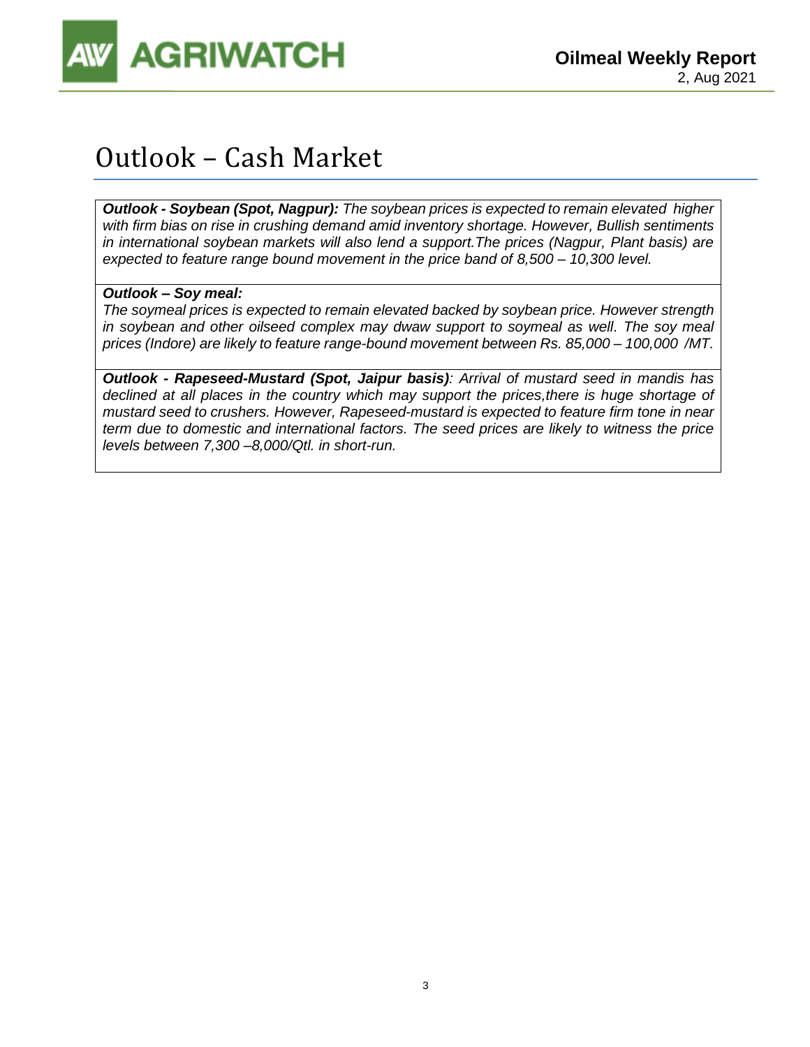# Outlook – Cash Market

***Outlook - Soybean (Spot, Nagpur):*** *The soybean prices is expected to remain elevated higher with firm bias on rise in crushing demand amid inventory shortage. However, Bullish sentiments in international soybean markets will also lend a support.The prices (Nagpur, Plant basis) are expected to feature range bound movement in the price band of 8,500 – 10,300 level.*

***Outlook – Soy meal:***
*The soymeal prices is expected to remain elevated backed by soybean price. However strength in soybean and other oilseed complex may dwaw support to soymeal as well. The soy meal prices (Indore) are likely to feature range-bound movement between Rs. 85,000 – 100,000 /MT.*

***Outlook - Rapeseed-Mustard (Spot, Jaipur basis)****: Arrival of mustard seed in mandis has declined at all places in the country which may support the prices,there is huge shortage of mustard seed to crushers. However, Rapeseed-mustard is expected to feature firm tone in near term due to domestic and international factors. The seed prices are likely to witness the price levels between 7,300 –8,000/Qtl. in short-run.*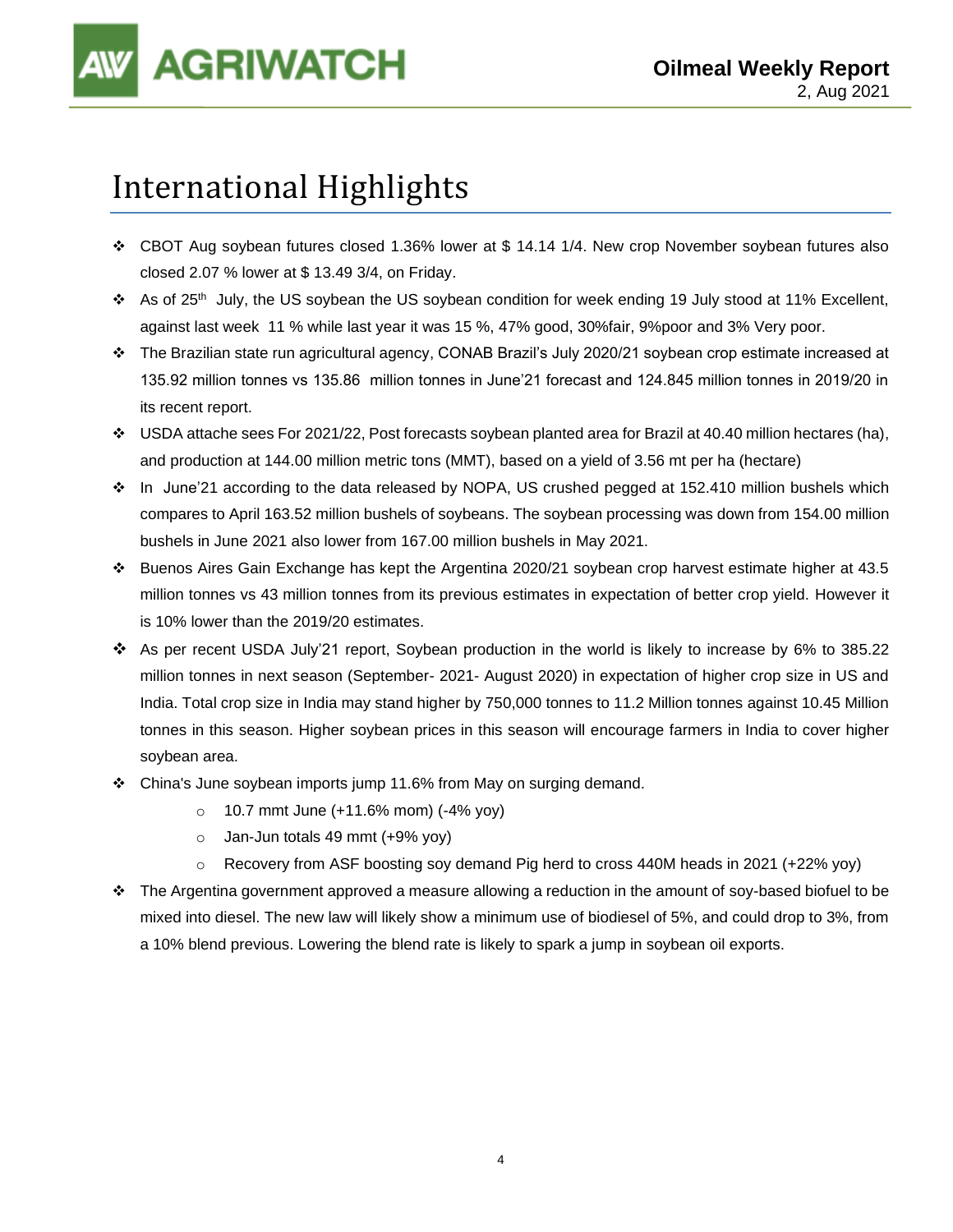# International Highlights

- CBOT Aug soybean futures closed 1.36% lower at $ 14.14 1/4. New crop November soybean futures also closed 2.07 % lower at $ 13.49 3/4, on Friday.
- As of 25th July, the US soybean the US soybean condition for week ending 19 July stood at 11% Excellent, against last week 11 % while last year it was 15 %, 47% good, 30%fair, 9%poor and 3% Very poor.
- The Brazilian state run agricultural agency, CONAB Brazil's July 2020/21 soybean crop estimate increased at 135.92 million tonnes vs 135.86 million tonnes in June'21 forecast and 124.845 million tonnes in 2019/20 in its recent report.
- USDA attache sees For 2021/22, Post forecasts soybean planted area for Brazil at 40.40 million hectares (ha), and production at 144.00 million metric tons (MMT), based on a yield of 3.56 mt per ha (hectare)
- In June'21 according to the data released by NOPA, US crushed pegged at 152.410 million bushels which compares to April 163.52 million bushels of soybeans. The soybean processing was down from 154.00 million bushels in June 2021 also lower from 167.00 million bushels in May 2021.
- Buenos Aires Gain Exchange has kept the Argentina 2020/21 soybean crop harvest estimate higher at 43.5 million tonnes vs 43 million tonnes from its previous estimates in expectation of better crop yield. However it is 10% lower than the 2019/20 estimates.
- As per recent USDA July'21 report, Soybean production in the world is likely to increase by 6% to 385.22 million tonnes in next season (September- 2021- August 2020) in expectation of higher crop size in US and India. Total crop size in India may stand higher by 750,000 tonnes to 11.2 Million tonnes against 10.45 Million tonnes in this season. Higher soybean prices in this season will encourage farmers in India to cover higher soybean area.
- China's June soybean imports jump 11.6% from May on surging demand.
  - 10.7 mmt June (+11.6% mom) (-4% yoy)
  - Jan-Jun totals 49 mmt (+9% yoy)
  - Recovery from ASF boosting soy demand Pig herd to cross 440M heads in 2021 (+22% yoy)
- The Argentina government approved a measure allowing a reduction in the amount of soy-based biofuel to be mixed into diesel. The new law will likely show a minimum use of biodiesel of 5%, and could drop to 3%, from a 10% blend previous. Lowering the blend rate is likely to spark a jump in soybean oil exports.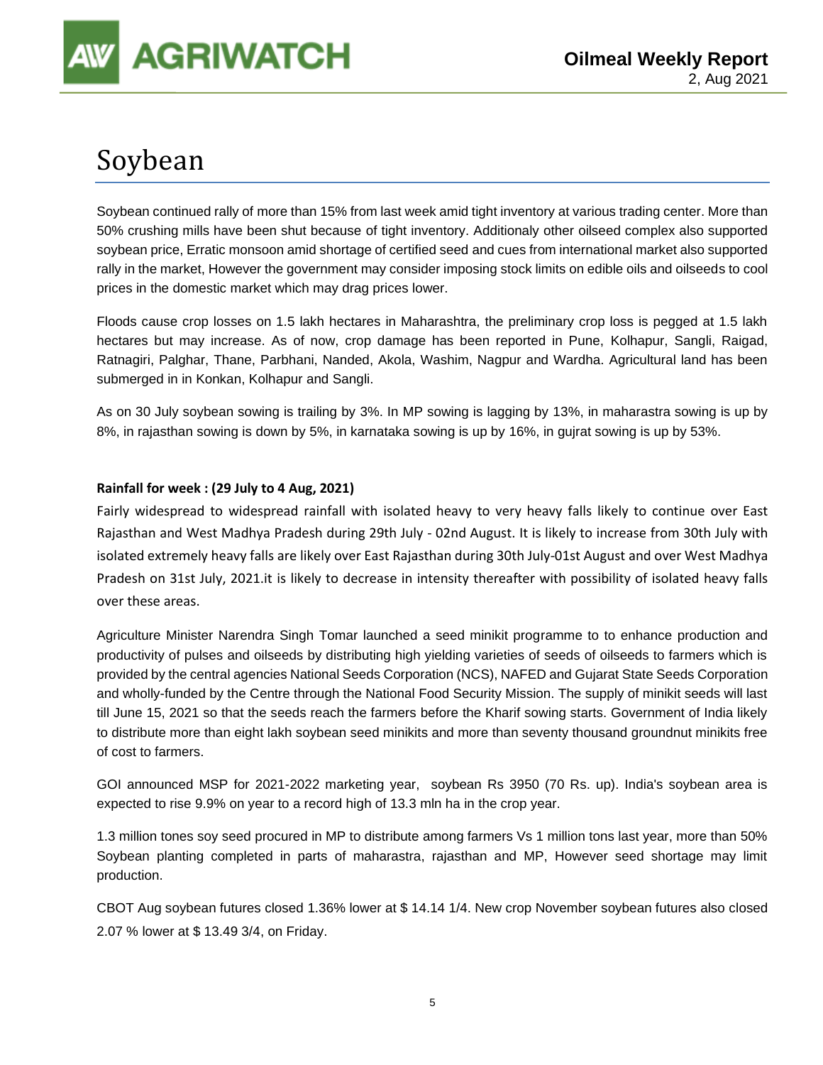# Soybean

Soybean continued rally of more than 15% from last week amid tight inventory at various trading center. More than 50% crushing mills have been shut because of tight inventory. Additionaly other oilseed complex also supported soybean price, Erratic monsoon amid shortage of certified seed and cues from international market also supported rally in the market, However the government may consider imposing stock limits on edible oils and oilseeds to cool prices in the domestic market which may drag prices lower.

Floods cause crop losses on 1.5 lakh hectares in Maharashtra, the preliminary crop loss is pegged at 1.5 lakh hectares but may increase. As of now, crop damage has been reported in Pune, Kolhapur, Sangli, Raigad, Ratnagiri, Palghar, Thane, Parbhani, Nanded, Akola, Washim, Nagpur and Wardha. Agricultural land has been submerged in in Konkan, Kolhapur and Sangli.

As on 30 July soybean sowing is trailing by 3%. In MP sowing is lagging by 13%, in maharastra sowing is up by 8%, in rajasthan sowing is down by 5%, in karnataka sowing is up by 16%, in gujrat sowing is up by 53%.

**Rainfall for week : (29 July to 4 Aug, 2021)**

Fairly widespread to widespread rainfall with isolated heavy to very heavy falls likely to continue over East Rajasthan and West Madhya Pradesh during 29th July - 02nd August. It is likely to increase from 30th July with isolated extremely heavy falls are likely over East Rajasthan during 30th July-01st August and over West Madhya Pradesh on 31st July, 2021.it is likely to decrease in intensity thereafter with possibility of isolated heavy falls over these areas.

Agriculture Minister Narendra Singh Tomar launched a seed minikit programme to to enhance production and productivity of pulses and oilseeds by distributing high yielding varieties of seeds of oilseeds to farmers which is provided by the central agencies National Seeds Corporation (NCS), NAFED and Gujarat State Seeds Corporation and wholly-funded by the Centre through the National Food Security Mission. The supply of minikit seeds will last till June 15, 2021 so that the seeds reach the farmers before the Kharif sowing starts. Government of India likely to distribute more than eight lakh soybean seed minikits and more than seventy thousand groundnut minikits free of cost to farmers.

GOI announced MSP for 2021-2022 marketing year, soybean Rs 3950 (70 Rs. up). India's soybean area is expected to rise 9.9% on year to a record high of 13.3 mln ha in the crop year.

1.3 million tones soy seed procured in MP to distribute among farmers Vs 1 million tons last year, more than 50% Soybean planting completed in parts of maharastra, rajasthan and MP, However seed shortage may limit production.

CBOT Aug soybean futures closed 1.36% lower at $ 14.14 1/4. New crop November soybean futures also closed 2.07 % lower at $ 13.49 3/4, on Friday.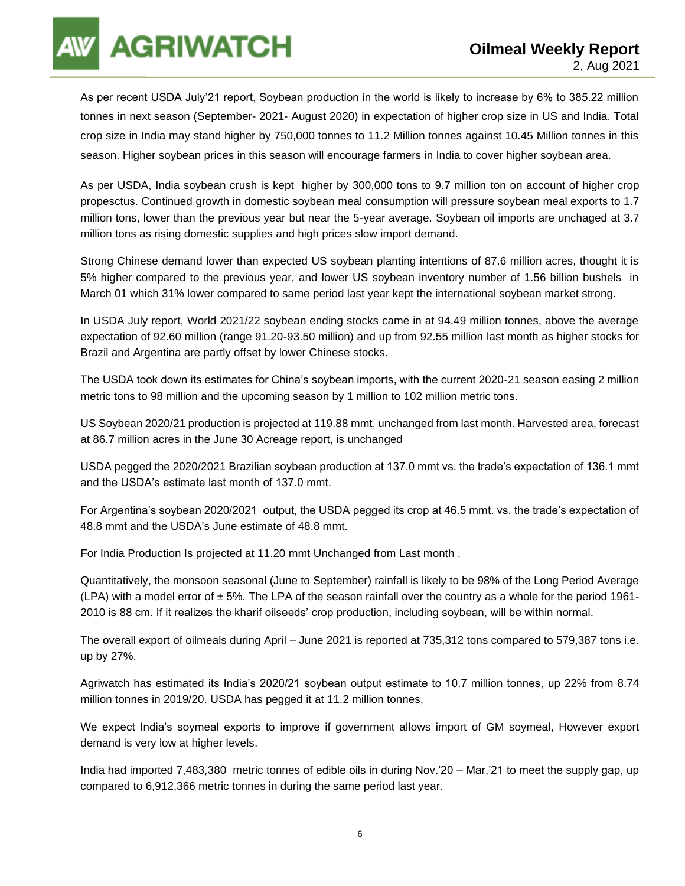As per recent USDA July'21 report, Soybean production in the world is likely to increase by 6% to 385.22 million tonnes in next season (September- 2021- August 2020) in expectation of higher crop size in US and India. Total crop size in India may stand higher by 750,000 tonnes to 11.2 Million tonnes against 10.45 Million tonnes in this season. Higher soybean prices in this season will encourage farmers in India to cover higher soybean area.

As per USDA, India soybean crush is kept higher by 300,000 tons to 9.7 million ton on account of higher crop propesctus. Continued growth in domestic soybean meal consumption will pressure soybean meal exports to 1.7 million tons, lower than the previous year but near the 5-year average. Soybean oil imports are unchaged at 3.7 million tons as rising domestic supplies and high prices slow import demand.

Strong Chinese demand lower than expected US soybean planting intentions of 87.6 million acres, thought it is 5% higher compared to the previous year, and lower US soybean inventory number of 1.56 billion bushels in March 01 which 31% lower compared to same period last year kept the international soybean market strong.

In USDA July report, World 2021/22 soybean ending stocks came in at 94.49 million tonnes, above the average expectation of 92.60 million (range 91.20-93.50 million) and up from 92.55 million last month as higher stocks for Brazil and Argentina are partly offset by lower Chinese stocks.

The USDA took down its estimates for China's soybean imports, with the current 2020-21 season easing 2 million metric tons to 98 million and the upcoming season by 1 million to 102 million metric tons.

US Soybean 2020/21 production is projected at 119.88 mmt, unchanged from last month. Harvested area, forecast at 86.7 million acres in the June 30 Acreage report, is unchanged

USDA pegged the 2020/2021 Brazilian soybean production at 137.0 mmt vs. the trade's expectation of 136.1 mmt and the USDA's estimate last month of 137.0 mmt.

For Argentina's soybean 2020/2021 output, the USDA pegged its crop at 46.5 mmt. vs. the trade's expectation of 48.8 mmt and the USDA's June estimate of 48.8 mmt.

For India Production Is projected at 11.20 mmt Unchanged from Last month .

Quantitatively, the monsoon seasonal (June to September) rainfall is likely to be 98% of the Long Period Average (LPA) with a model error of ± 5%. The LPA of the season rainfall over the country as a whole for the period 1961-2010 is 88 cm. If it realizes the kharif oilseeds' crop production, including soybean, will be within normal.

The overall export of oilmeals during April – June 2021 is reported at 735,312 tons compared to 579,387 tons i.e. up by 27%.

Agriwatch has estimated its India's 2020/21 soybean output estimate to 10.7 million tonnes, up 22% from 8.74 million tonnes in 2019/20. USDA has pegged it at 11.2 million tonnes,

We expect India's soymeal exports to improve if government allows import of GM soymeal, However export demand is very low at higher levels.

India had imported 7,483,380 metric tonnes of edible oils in during Nov.'20 – Mar.'21 to meet the supply gap, up compared to 6,912,366 metric tonnes in during the same period last year.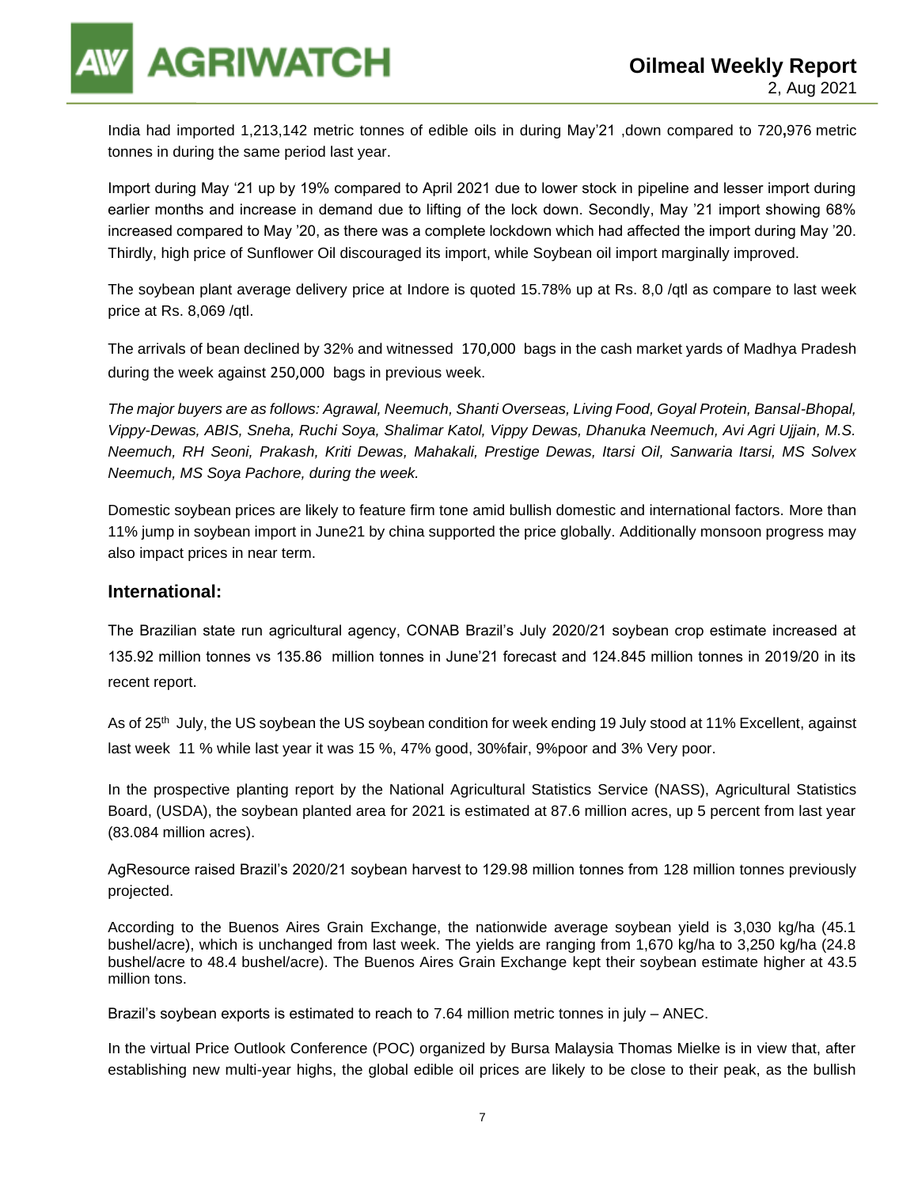India had imported 1,213,142 metric tonnes of edible oils in during May'21 ,down compared to 720,976 metric tonnes in during the same period last year.

Import during May '21 up by 19% compared to April 2021 due to lower stock in pipeline and lesser import during earlier months and increase in demand due to lifting of the lock down. Secondly, May '21 import showing 68% increased compared to May '20, as there was a complete lockdown which had affected the import during May '20. Thirdly, high price of Sunflower Oil discouraged its import, while Soybean oil import marginally improved.

The soybean plant average delivery price at Indore is quoted 15.78% up at Rs. 8,0 /qtl as compare to last week price at Rs. 8,069 /qtl.

The arrivals of bean declined by 32% and witnessed 170,000 bags in the cash market yards of Madhya Pradesh during the week against 250,000 bags in previous week.

*The major buyers are as follows: Agrawal, Neemuch, Shanti Overseas, Living Food, Goyal Protein, Bansal-Bhopal, Vippy-Dewas, ABIS, Sneha, Ruchi Soya, Shalimar Katol, Vippy Dewas, Dhanuka Neemuch, Avi Agri Ujjain, M.S. Neemuch, RH Seoni, Prakash, Kriti Dewas, Mahakali, Prestige Dewas, Itarsi Oil, Sanwaria Itarsi, MS Solvex Neemuch, MS Soya Pachore, during the week.*

Domestic soybean prices are likely to feature firm tone amid bullish domestic and international factors. More than 11% jump in soybean import in June21 by china supported the price globally. Additionally monsoon progress may also impact prices in near term.

## International:

The Brazilian state run agricultural agency, CONAB Brazil's July 2020/21 soybean crop estimate increased at 135.92 million tonnes vs 135.86 million tonnes in June'21 forecast and 124.845 million tonnes in 2019/20 in its recent report.

As of 25th July, the US soybean the US soybean condition for week ending 19 July stood at 11% Excellent, against last week 11 % while last year it was 15 %, 47% good, 30%fair, 9%poor and 3% Very poor.

In the prospective planting report by the National Agricultural Statistics Service (NASS), Agricultural Statistics Board, (USDA), the soybean planted area for 2021 is estimated at 87.6 million acres, up 5 percent from last year (83.084 million acres).

AgResource raised Brazil's 2020/21 soybean harvest to 129.98 million tonnes from 128 million tonnes previously projected.

According to the Buenos Aires Grain Exchange, the nationwide average soybean yield is 3,030 kg/ha (45.1 bushel/acre), which is unchanged from last week. The yields are ranging from 1,670 kg/ha to 3,250 kg/ha (24.8 bushel/acre to 48.4 bushel/acre). The Buenos Aires Grain Exchange kept their soybean estimate higher at 43.5 million tons.

Brazil's soybean exports is estimated to reach to 7.64 million metric tonnes in july – ANEC.

In the virtual Price Outlook Conference (POC) organized by Bursa Malaysia Thomas Mielke is in view that, after establishing new multi-year highs, the global edible oil prices are likely to be close to their peak, as the bullish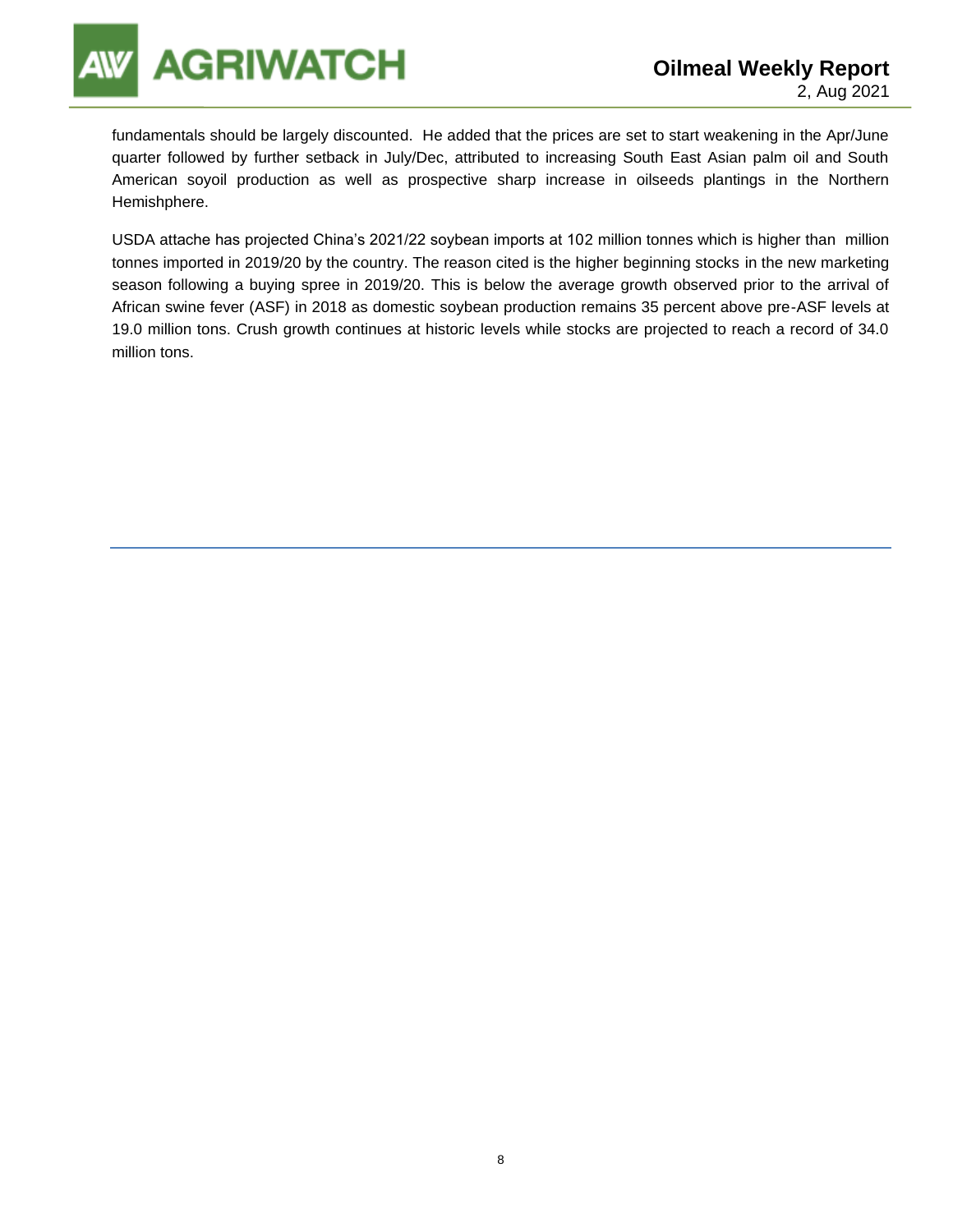fundamentals should be largely discounted. He added that the prices are set to start weakening in the Apr/June quarter followed by further setback in July/Dec, attributed to increasing South East Asian palm oil and South American soyoil production as well as prospective sharp increase in oilseeds plantings in the Northern Hemishphere.

USDA attache has projected China's 2021/22 soybean imports at 102 million tonnes which is higher than  million tonnes imported in 2019/20 by the country. The reason cited is the higher beginning stocks in the new marketing season following a buying spree in 2019/20. This is below the average growth observed prior to the arrival of African swine fever (ASF) in 2018 as domestic soybean production remains 35 percent above pre-ASF levels at 19.0 million tons. Crush growth continues at historic levels while stocks are projected to reach a record of 34.0 million tons.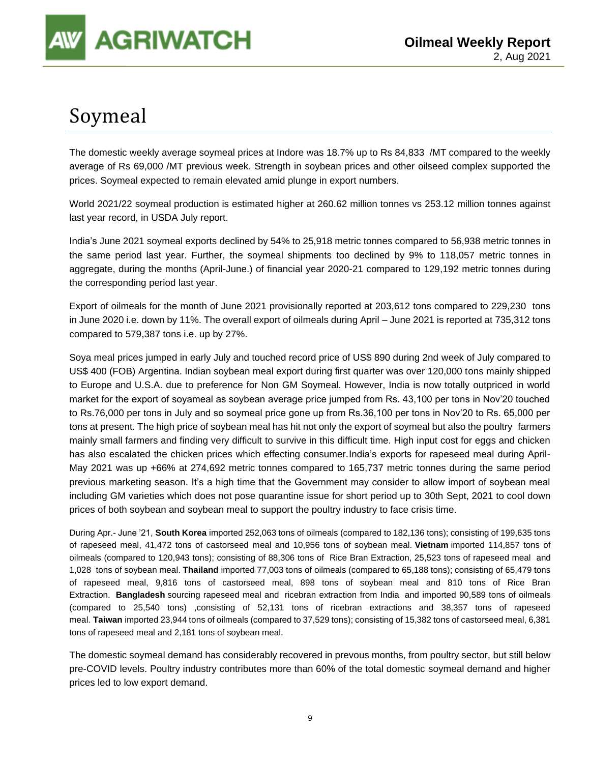# Soymeal

The domestic weekly average soymeal prices at Indore was 18.7% up to Rs 84,833 /MT compared to the weekly average of Rs 69,000 /MT previous week. Strength in soybean prices and other oilseed complex supported the prices. Soymeal expected to remain elevated amid plunge in export numbers.

World 2021/22 soymeal production is estimated higher at 260.62 million tonnes vs 253.12 million tonnes against last year record, in USDA July report.

India's June 2021 soymeal exports declined by 54% to 25,918 metric tonnes compared to 56,938 metric tonnes in the same period last year. Further, the soymeal shipments too declined by 9% to 118,057 metric tonnes in aggregate, during the months (April-June.) of financial year 2020-21 compared to 129,192 metric tonnes during the corresponding period last year.

Export of oilmeals for the month of June 2021 provisionally reported at 203,612 tons compared to 229,230 tons in June 2020 i.e. down by 11%. The overall export of oilmeals during April – June 2021 is reported at 735,312 tons compared to 579,387 tons i.e. up by 27%.

Soya meal prices jumped in early July and touched record price of US$ 890 during 2nd week of July compared to US$ 400 (FOB) Argentina. Indian soybean meal export during first quarter was over 120,000 tons mainly shipped to Europe and U.S.A. due to preference for Non GM Soymeal. However, India is now totally outpriced in world market for the export of soyameal as soybean average price jumped from Rs. 43,100 per tons in Nov'20 touched to Rs.76,000 per tons in July and so soymeal price gone up from Rs.36,100 per tons in Nov'20 to Rs. 65,000 per tons at present. The high price of soybean meal has hit not only the export of soymeal but also the poultry farmers mainly small farmers and finding very difficult to survive in this difficult time. High input cost for eggs and chicken has also escalated the chicken prices which effecting consumer.India's exports for rapeseed meal during April-May 2021 was up +66% at 274,692 metric tonnes compared to 165,737 metric tonnes during the same period previous marketing season. It's a high time that the Government may consider to allow import of soybean meal including GM varieties which does not pose quarantine issue for short period up to 30th Sept, 2021 to cool down prices of both soybean and soybean meal to support the poultry industry to face crisis time.

During Apr.- June '21, **South Korea** imported 252,063 tons of oilmeals (compared to 182,136 tons); consisting of 199,635 tons of rapeseed meal, 41,472 tons of castorseed meal and 10,956 tons of soybean meal. **Vietnam** imported 114,857 tons of oilmeals (compared to 120,943 tons); consisting of 88,306 tons of Rice Bran Extraction, 25,523 tons of rapeseed meal and 1,028 tons of soybean meal. **Thailand** imported 77,003 tons of oilmeals (compared to 65,188 tons); consisting of 65,479 tons of rapeseed meal, 9,816 tons of castorseed meal, 898 tons of soybean meal and 810 tons of Rice Bran Extraction. **Bangladesh** sourcing rapeseed meal and ricebran extraction from India and imported 90,589 tons of oilmeals (compared to 25,540 tons) ,consisting of 52,131 tons of ricebran extractions and 38,357 tons of rapeseed meal. **Taiwan** imported 23,944 tons of oilmeals (compared to 37,529 tons); consisting of 15,382 tons of castorseed meal, 6,381 tons of rapeseed meal and 2,181 tons of soybean meal.

The domestic soymeal demand has considerably recovered in prevous months, from poultry sector, but still below pre-COVID levels. Poultry industry contributes more than 60% of the total domestic soymeal demand and higher prices led to low export demand.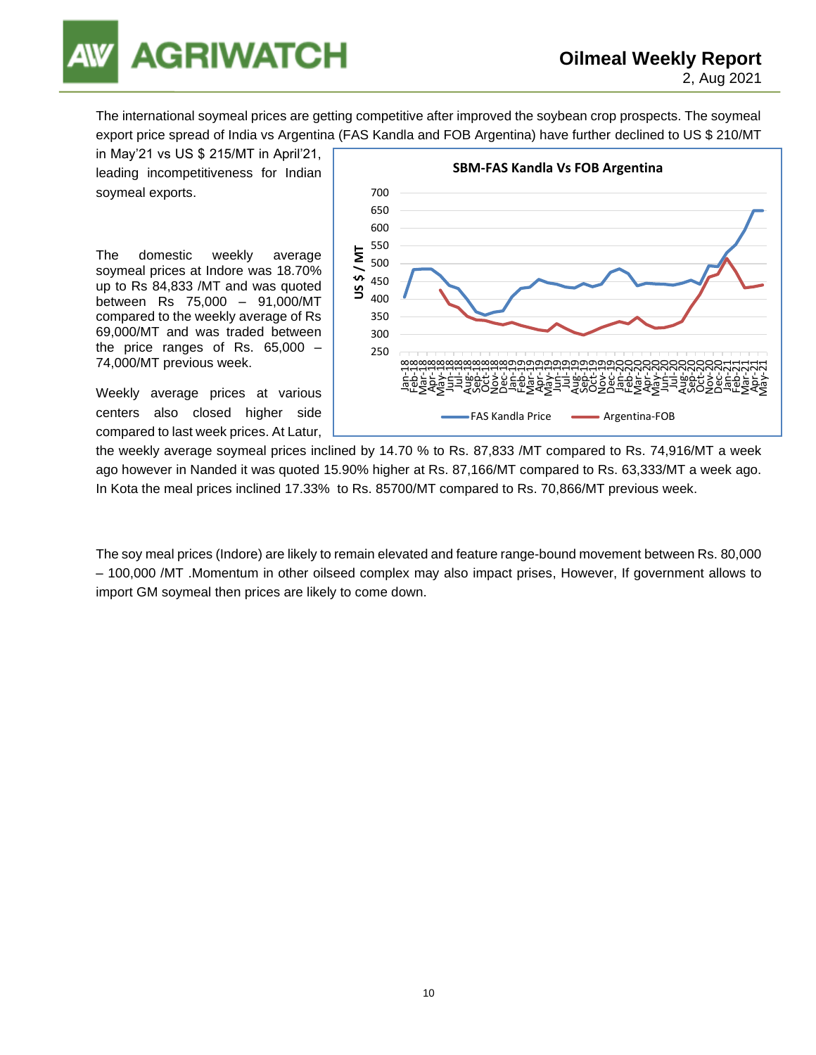The international soymeal prices are getting competitive after improved the soybean crop prospects. The soymeal export price spread of India vs Argentina (FAS Kandla and FOB Argentina) have further declined to US $ 210/MT in May'21 vs US $ 215/MT in April'21, leading incompetitiveness for Indian soymeal exports.

The domestic weekly average soymeal prices at Indore was 18.70% up to Rs 84,833 /MT and was quoted between Rs 75,000 – 91,000/MT compared to the weekly average of Rs 69,000/MT and was traded between the price ranges of Rs. 65,000 – 74,000/MT previous week.

Weekly average prices at various centers also closed higher side compared to last week prices. At Latur, the weekly average soymeal prices inclined by 14.70 % to Rs. 87,833 /MT compared to Rs. 74,916/MT a week ago however in Nanded it was quoted 15.90% higher at Rs. 87,166/MT compared to Rs. 63,333/MT a week ago. In Kota the meal prices inclined 17.33% to Rs. 85700/MT compared to Rs. 70,866/MT previous week.

**SBM-FAS Kandla Vs FOB Argentina**

(Chart: US $ / MT, Jan-18 to May-21; series: FAS Kandla Price, Argentina-FOB)

The soy meal prices (Indore) are likely to remain elevated and feature range-bound movement between Rs. 80,000 – 100,000 /MT .Momentum in other oilseed complex may also impact prises, However, If government allows to import GM soymeal then prices are likely to come down.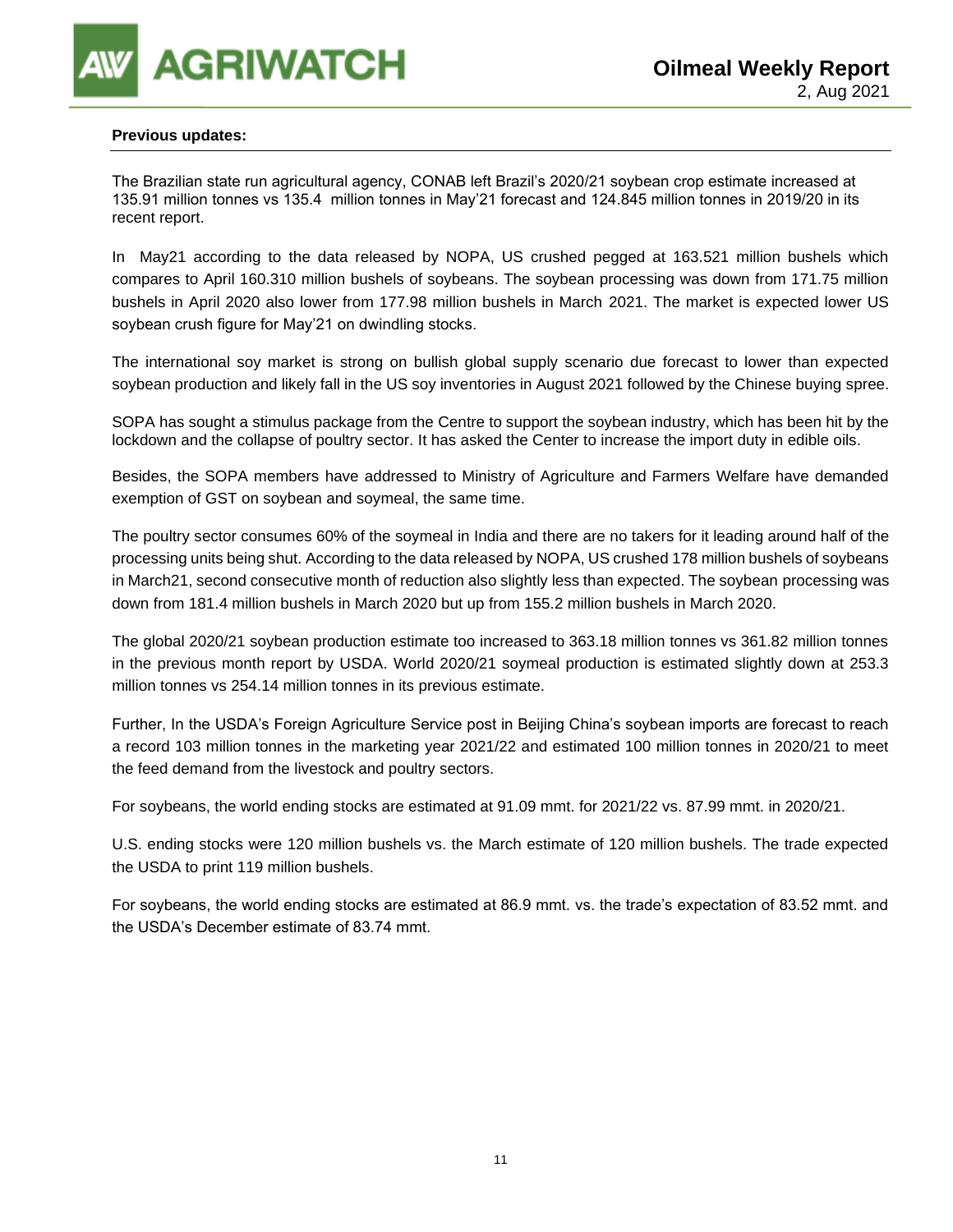**Previous updates:**

The Brazilian state run agricultural agency, CONAB left Brazil's 2020/21 soybean crop estimate increased at 135.91 million tonnes vs 135.4 million tonnes in May'21 forecast and 124.845 million tonnes in 2019/20 in its recent report.

In May21 according to the data released by NOPA, US crushed pegged at 163.521 million bushels which compares to April 160.310 million bushels of soybeans. The soybean processing was down from 171.75 million bushels in April 2020 also lower from 177.98 million bushels in March 2021. The market is expected lower US soybean crush figure for May'21 on dwindling stocks.

The international soy market is strong on bullish global supply scenario due forecast to lower than expected soybean production and likely fall in the US soy inventories in August 2021 followed by the Chinese buying spree.

SOPA has sought a stimulus package from the Centre to support the soybean industry, which has been hit by the lockdown and the collapse of poultry sector. It has asked the Center to increase the import duty in edible oils.

Besides, the SOPA members have addressed to Ministry of Agriculture and Farmers Welfare have demanded exemption of GST on soybean and soymeal, the same time.

The poultry sector consumes 60% of the soymeal in India and there are no takers for it leading around half of the processing units being shut. According to the data released by NOPA, US crushed 178 million bushels of soybeans in March21, second consecutive month of reduction also slightly less than expected. The soybean processing was down from 181.4 million bushels in March 2020 but up from 155.2 million bushels in March 2020.

The global 2020/21 soybean production estimate too increased to 363.18 million tonnes vs 361.82 million tonnes in the previous month report by USDA. World 2020/21 soymeal production is estimated slightly down at 253.3 million tonnes vs 254.14 million tonnes in its previous estimate.

Further, In the USDA's Foreign Agriculture Service post in Beijing China's soybean imports are forecast to reach a record 103 million tonnes in the marketing year 2021/22 and estimated 100 million tonnes in 2020/21 to meet the feed demand from the livestock and poultry sectors.

For soybeans, the world ending stocks are estimated at 91.09 mmt. for 2021/22 vs. 87.99 mmt. in 2020/21.

U.S. ending stocks were 120 million bushels vs. the March estimate of 120 million bushels. The trade expected the USDA to print 119 million bushels.

For soybeans, the world ending stocks are estimated at 86.9 mmt. vs. the trade's expectation of 83.52 mmt. and the USDA's December estimate of 83.74 mmt.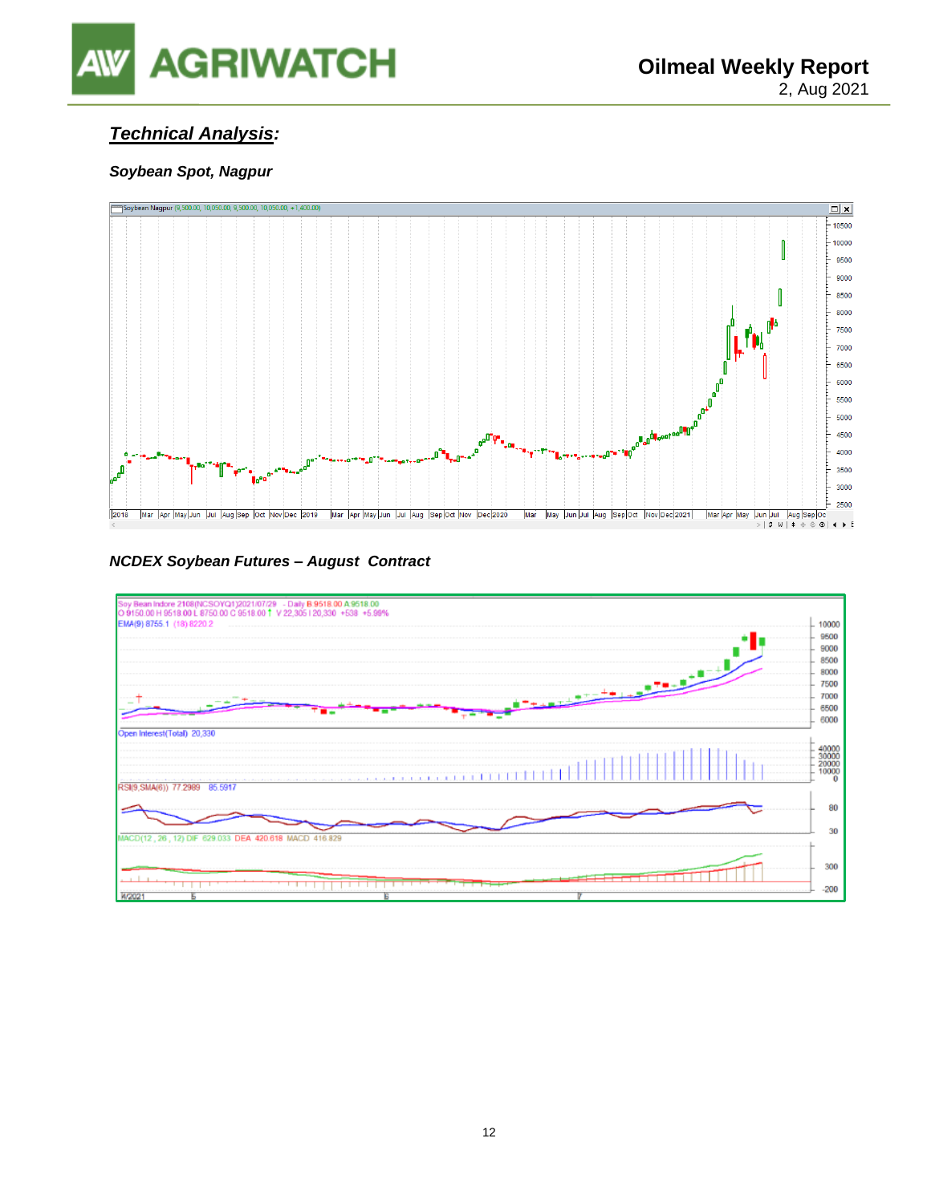## *Technical Analysis:*

### *Soybean Spot, Nagpur*

### *NCDEX Soybean Futures – August Contract*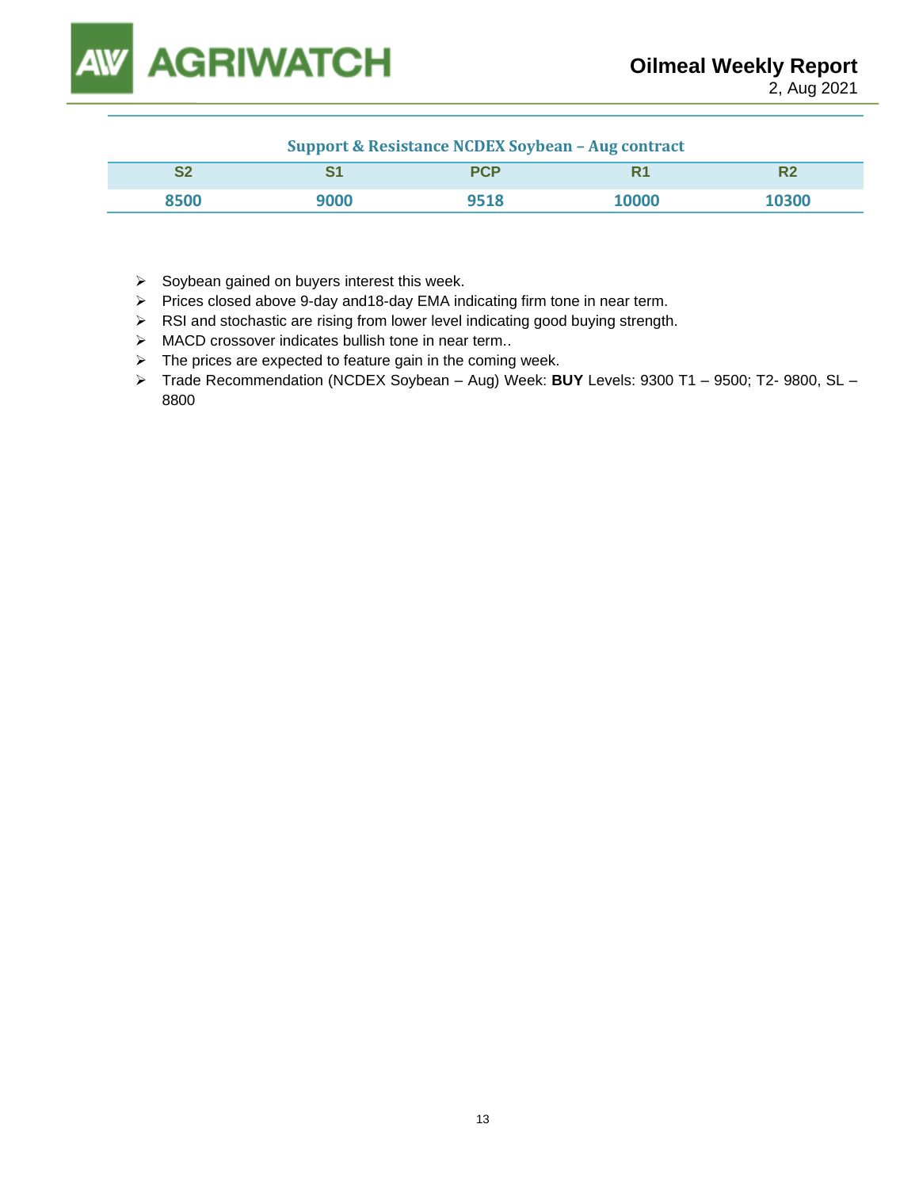**Support & Resistance NCDEX Soybean – Aug contract**

| S2 | S1 | PCP | R1 | R2 |
|---|---|---|---|---|
| 8500 | 9000 | 9518 | 10000 | 10300 |

- Soybean gained on buyers interest this week.
- Prices closed above 9-day and18-day EMA indicating firm tone in near term.
- RSI and stochastic are rising from lower level indicating good buying strength.
- MACD crossover indicates bullish tone in near term..
- The prices are expected to feature gain in the coming week.
- Trade Recommendation (NCDEX Soybean – Aug) Week: **BUY** Levels: 9300 T1 – 9500; T2- 9800, SL – 8800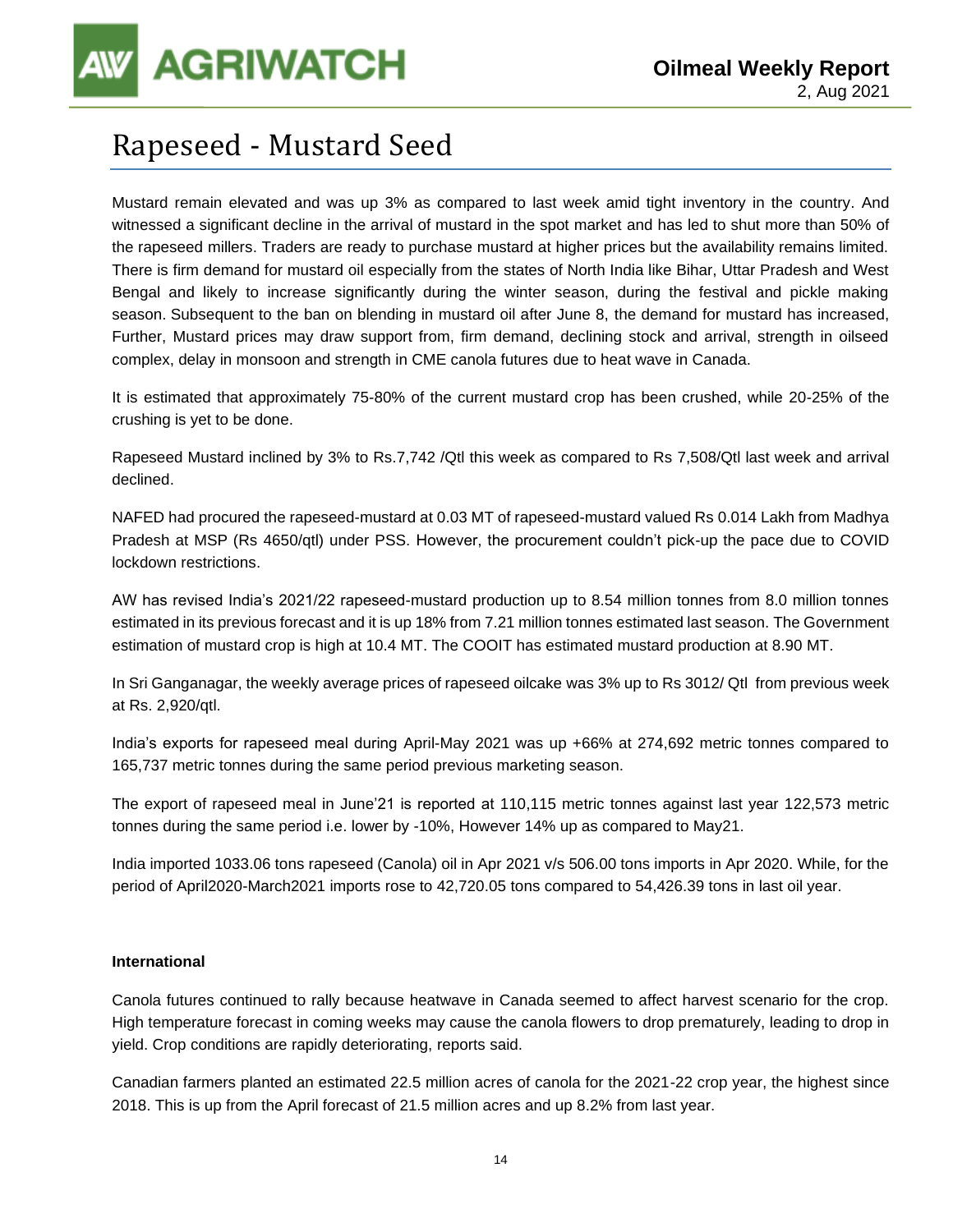# Rapeseed - Mustard Seed

Mustard remain elevated and was up 3% as compared to last week amid tight inventory in the country. And witnessed a significant decline in the arrival of mustard in the spot market and has led to shut more than 50% of the rapeseed millers. Traders are ready to purchase mustard at higher prices but the availability remains limited. There is firm demand for mustard oil especially from the states of North India like Bihar, Uttar Pradesh and West Bengal and likely to increase significantly during the winter season, during the festival and pickle making season. Subsequent to the ban on blending in mustard oil after June 8, the demand for mustard has increased, Further, Mustard prices may draw support from, firm demand, declining stock and arrival, strength in oilseed complex, delay in monsoon and strength in CME canola futures due to heat wave in Canada.

It is estimated that approximately 75-80% of the current mustard crop has been crushed, while 20-25% of the crushing is yet to be done.

Rapeseed Mustard inclined by 3% to Rs.7,742 /Qtl this week as compared to Rs 7,508/Qtl last week and arrival declined.

NAFED had procured the rapeseed-mustard at 0.03 MT of rapeseed-mustard valued Rs 0.014 Lakh from Madhya Pradesh at MSP (Rs 4650/qtl) under PSS. However, the procurement couldn't pick-up the pace due to COVID lockdown restrictions.

AW has revised India's 2021/22 rapeseed-mustard production up to 8.54 million tonnes from 8.0 million tonnes estimated in its previous forecast and it is up 18% from 7.21 million tonnes estimated last season. The Government estimation of mustard crop is high at 10.4 MT. The COOIT has estimated mustard production at 8.90 MT.

In Sri Ganganagar, the weekly average prices of rapeseed oilcake was 3% up to Rs 3012/ Qtl from previous week at Rs. 2,920/qtl.

India's exports for rapeseed meal during April-May 2021 was up +66% at 274,692 metric tonnes compared to 165,737 metric tonnes during the same period previous marketing season.

The export of rapeseed meal in June'21 is reported at 110,115 metric tonnes against last year 122,573 metric tonnes during the same period i.e. lower by -10%, However 14% up as compared to May21.

India imported 1033.06 tons rapeseed (Canola) oil in Apr 2021 v/s 506.00 tons imports in Apr 2020. While, for the period of April2020-March2021 imports rose to 42,720.05 tons compared to 54,426.39 tons in last oil year.

**International**

Canola futures continued to rally because heatwave in Canada seemed to affect harvest scenario for the crop. High temperature forecast in coming weeks may cause the canola flowers to drop prematurely, leading to drop in yield. Crop conditions are rapidly deteriorating, reports said.

Canadian farmers planted an estimated 22.5 million acres of canola for the 2021-22 crop year, the highest since 2018. This is up from the April forecast of 21.5 million acres and up 8.2% from last year.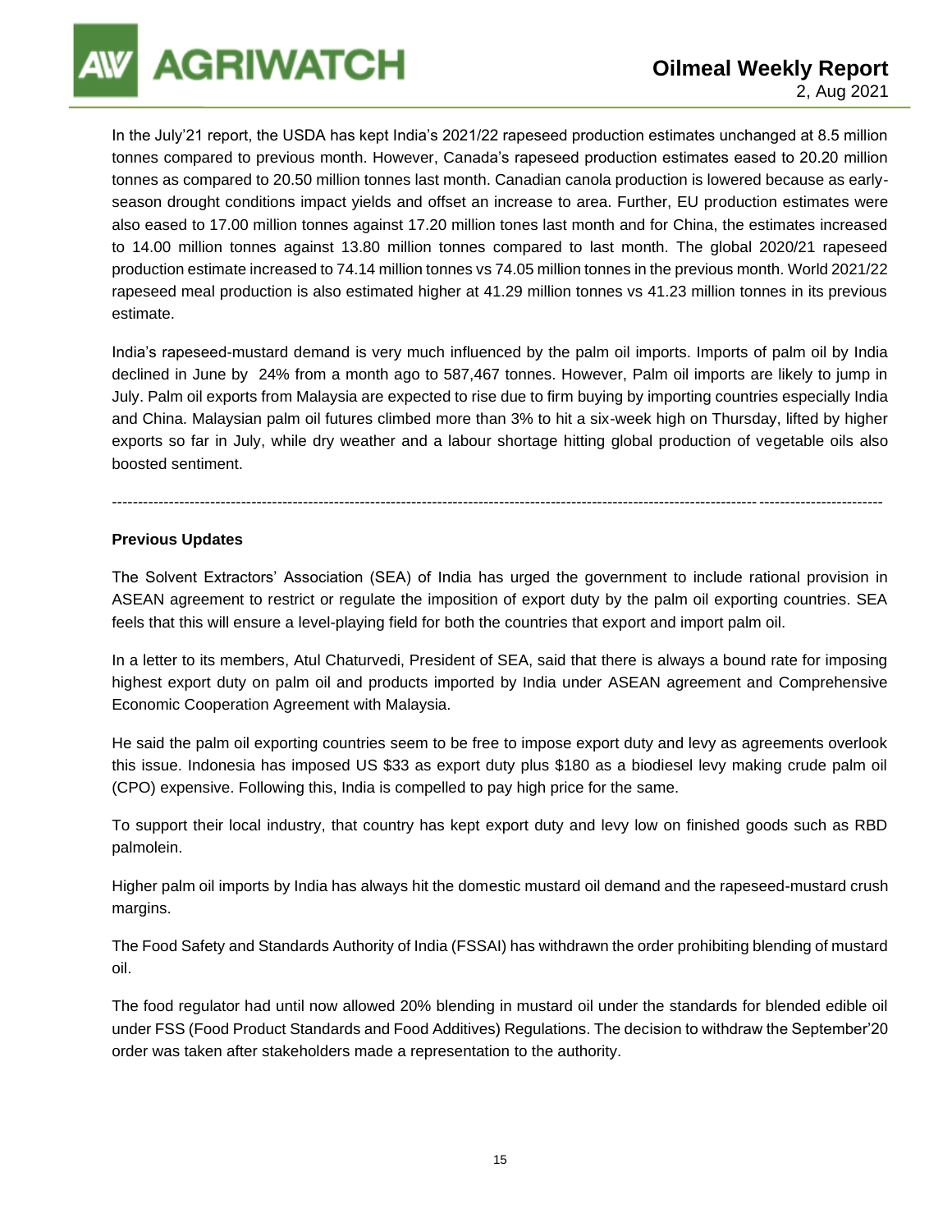In the July'21 report, the USDA has kept India's 2021/22 rapeseed production estimates unchanged at 8.5 million tonnes compared to previous month. However, Canada's rapeseed production estimates eased to 20.20 million tonnes as compared to 20.50 million tonnes last month. Canadian canola production is lowered because as early-season drought conditions impact yields and offset an increase to area. Further, EU production estimates were also eased to 17.00 million tonnes against 17.20 million tones last month and for China, the estimates increased to 14.00 million tonnes against 13.80 million tonnes compared to last month. The global 2020/21 rapeseed production estimate increased to 74.14 million tonnes vs 74.05 million tonnes in the previous month. World 2021/22 rapeseed meal production is also estimated higher at 41.29 million tonnes vs 41.23 million tonnes in its previous estimate.

India's rapeseed-mustard demand is very much influenced by the palm oil imports. Imports of palm oil by India declined in June by 24% from a month ago to 587,467 tonnes. However, Palm oil imports are likely to jump in July. Palm oil exports from Malaysia are expected to rise due to firm buying by importing countries especially India and China. Malaysian palm oil futures climbed more than 3% to hit a six-week high on Thursday, lifted by higher exports so far in July, while dry weather and a labour shortage hitting global production of vegetable oils also boosted sentiment.

---

**Previous Updates**

The Solvent Extractors' Association (SEA) of India has urged the government to include rational provision in ASEAN agreement to restrict or regulate the imposition of export duty by the palm oil exporting countries. SEA feels that this will ensure a level-playing field for both the countries that export and import palm oil.

In a letter to its members, Atul Chaturvedi, President of SEA, said that there is always a bound rate for imposing highest export duty on palm oil and products imported by India under ASEAN agreement and Comprehensive Economic Cooperation Agreement with Malaysia.

He said the palm oil exporting countries seem to be free to impose export duty and levy as agreements overlook this issue. Indonesia has imposed US $33 as export duty plus $180 as a biodiesel levy making crude palm oil (CPO) expensive. Following this, India is compelled to pay high price for the same.

To support their local industry, that country has kept export duty and levy low on finished goods such as RBD palmolein.

Higher palm oil imports by India has always hit the domestic mustard oil demand and the rapeseed-mustard crush margins.

The Food Safety and Standards Authority of India (FSSAI) has withdrawn the order prohibiting blending of mustard oil.

The food regulator had until now allowed 20% blending in mustard oil under the standards for blended edible oil under FSS (Food Product Standards and Food Additives) Regulations. The decision to withdraw the September'20 order was taken after stakeholders made a representation to the authority.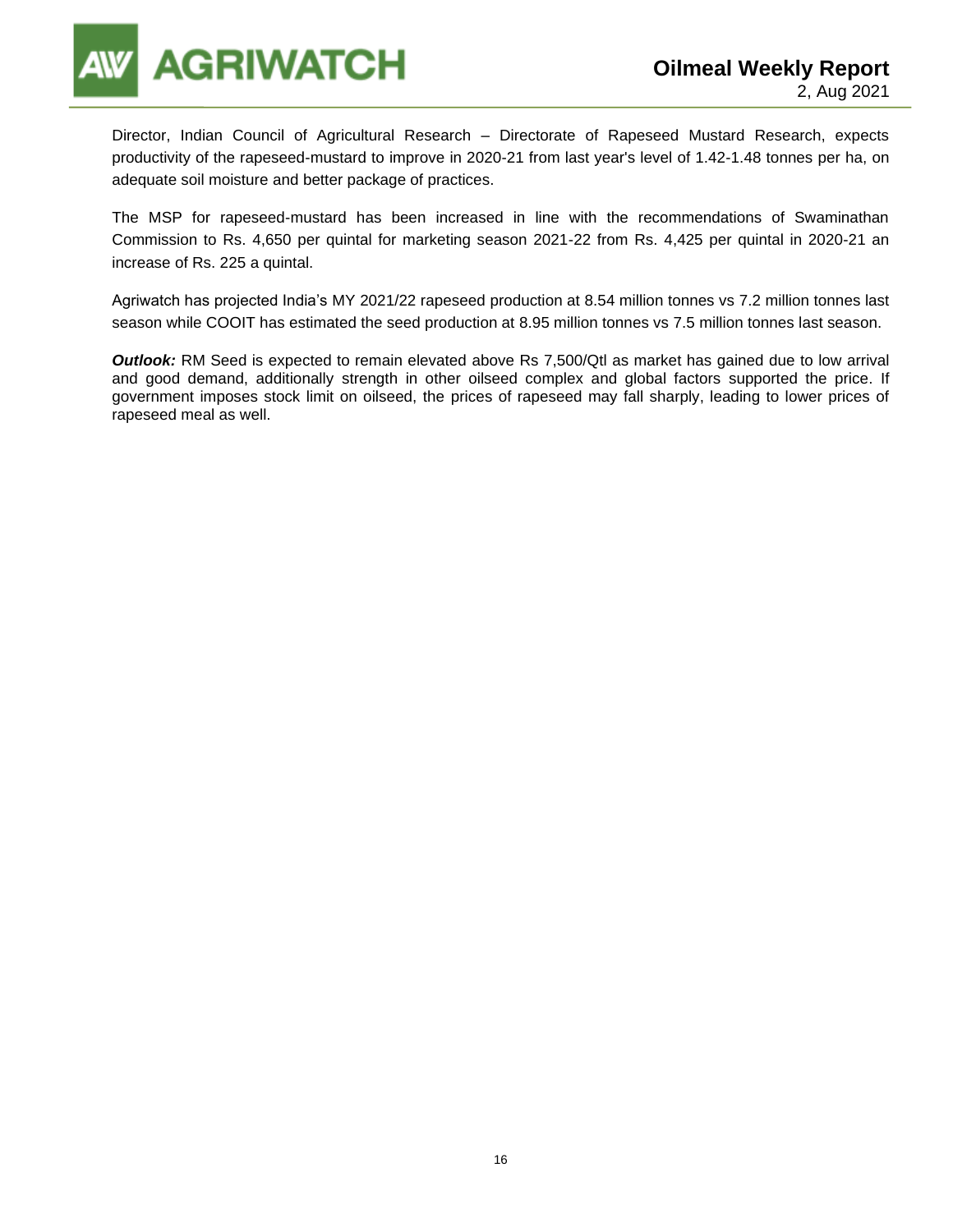Director, Indian Council of Agricultural Research – Directorate of Rapeseed Mustard Research, expects productivity of the rapeseed-mustard to improve in 2020-21 from last year's level of 1.42-1.48 tonnes per ha, on adequate soil moisture and better package of practices.

The MSP for rapeseed-mustard has been increased in line with the recommendations of Swaminathan Commission to Rs. 4,650 per quintal for marketing season 2021-22 from Rs. 4,425 per quintal in 2020-21 an increase of Rs. 225 a quintal.

Agriwatch has projected India's MY 2021/22 rapeseed production at 8.54 million tonnes vs 7.2 million tonnes last season while COOIT has estimated the seed production at 8.95 million tonnes vs 7.5 million tonnes last season.

***Outlook:*** RM Seed is expected to remain elevated above Rs 7,500/Qtl as market has gained due to low arrival and good demand, additionally strength in other oilseed complex and global factors supported the price. If government imposes stock limit on oilseed, the prices of rapeseed may fall sharply, leading to lower prices of rapeseed meal as well.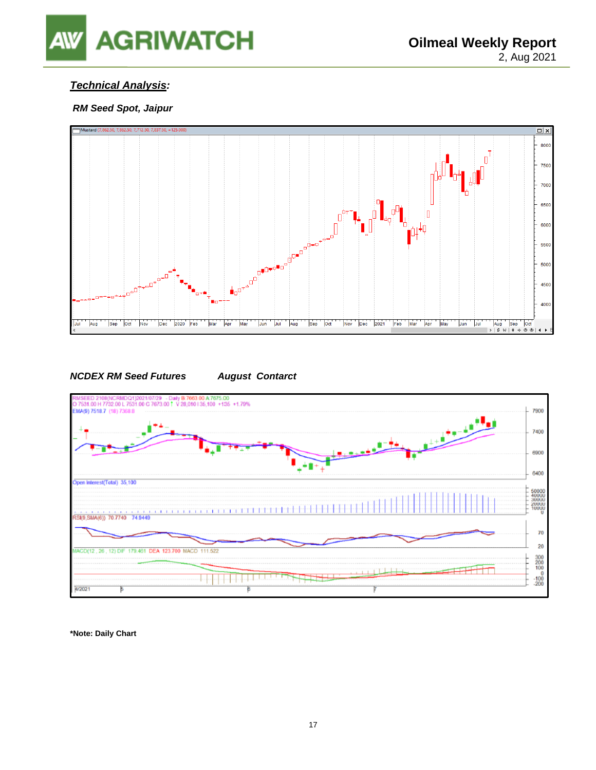## *Technical Analysis:*

### *RM Seed Spot, Jaipur*

### *NCDEX RM Seed Futures August Contarct*

**\*Note: Daily Chart**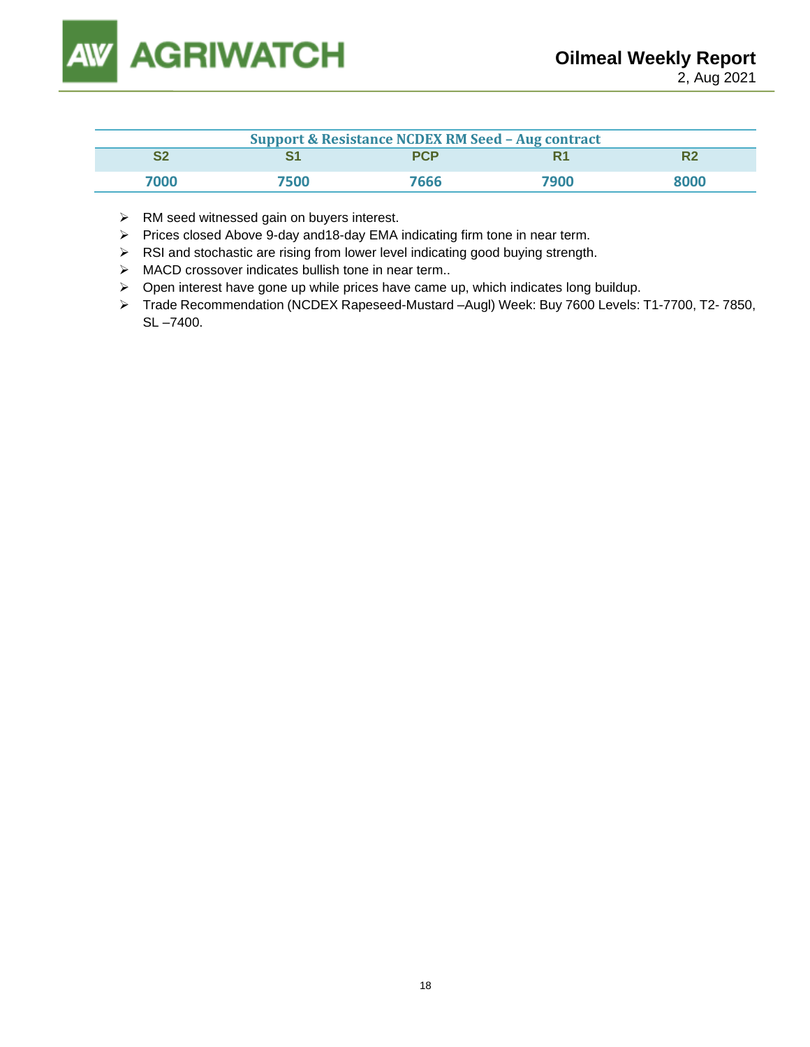| Support & Resistance NCDEX RM Seed – Aug contract | | | | |
|---|---|---|---|---|
| S2 | S1 | PCP | R1 | R2 |
| 7000 | 7500 | 7666 | 7900 | 8000 |

- RM seed witnessed gain on buyers interest.
- Prices closed Above 9-day and18-day EMA indicating firm tone in near term.
- RSI and stochastic are rising from lower level indicating good buying strength.
- MACD crossover indicates bullish tone in near term..
- Open interest have gone up while prices have came up, which indicates long buildup.
- Trade Recommendation (NCDEX Rapeseed-Mustard –Augl) Week: Buy 7600 Levels: T1-7700, T2- 7850, SL –7400.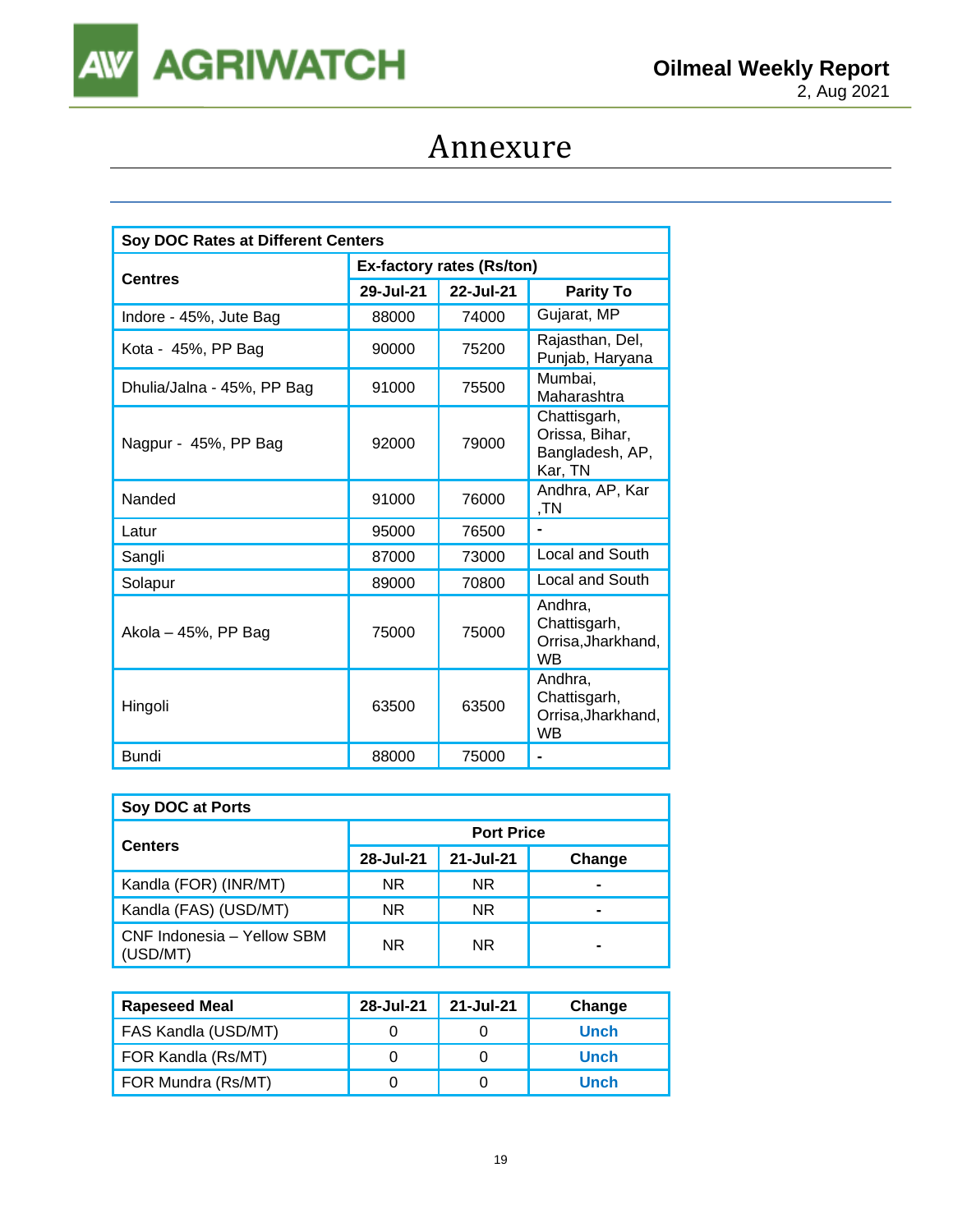# Annexure

| Soy DOC Rates at Different Centers | | | |
|---|---|---|---|
| **Centres** | **Ex-factory rates (Rs/ton)** | | |
| | **29-Jul-21** | **22-Jul-21** | **Parity To** |
| Indore - 45%, Jute Bag | 88000 | 74000 | Gujarat, MP |
| Kota - 45%, PP Bag | 90000 | 75200 | Rajasthan, Del, Punjab, Haryana |
| Dhulia/Jalna - 45%, PP Bag | 91000 | 75500 | Mumbai, Maharashtra |
| Nagpur - 45%, PP Bag | 92000 | 79000 | Chattisgarh, Orissa, Bihar, Bangladesh, AP, Kar, TN |
| Nanded | 91000 | 76000 | Andhra, AP, Kar ,TN |
| Latur | 95000 | 76500 | - |
| Sangli | 87000 | 73000 | Local and South |
| Solapur | 89000 | 70800 | Local and South |
| Akola – 45%, PP Bag | 75000 | 75000 | Andhra, Chattisgarh, Orrisa,Jharkhand, WB |
| Hingoli | 63500 | 63500 | Andhra, Chattisgarh, Orrisa,Jharkhand, WB |
| Bundi | 88000 | 75000 | - |

| Soy DOC at Ports | | | |
|---|---|---|---|
| **Centers** | **Port Price** | | |
| | **28-Jul-21** | **21-Jul-21** | **Change** |
| Kandla (FOR) (INR/MT) | NR | NR | - |
| Kandla (FAS) (USD/MT) | NR | NR | - |
| CNF Indonesia – Yellow SBM (USD/MT) | NR | NR | - |

| **Rapeseed Meal** | **28-Jul-21** | **21-Jul-21** | **Change** |
|---|---|---|---|
| FAS Kandla (USD/MT) | 0 | 0 | Unch |
| FOR Kandla (Rs/MT) | 0 | 0 | Unch |
| FOR Mundra (Rs/MT) | 0 | 0 | Unch |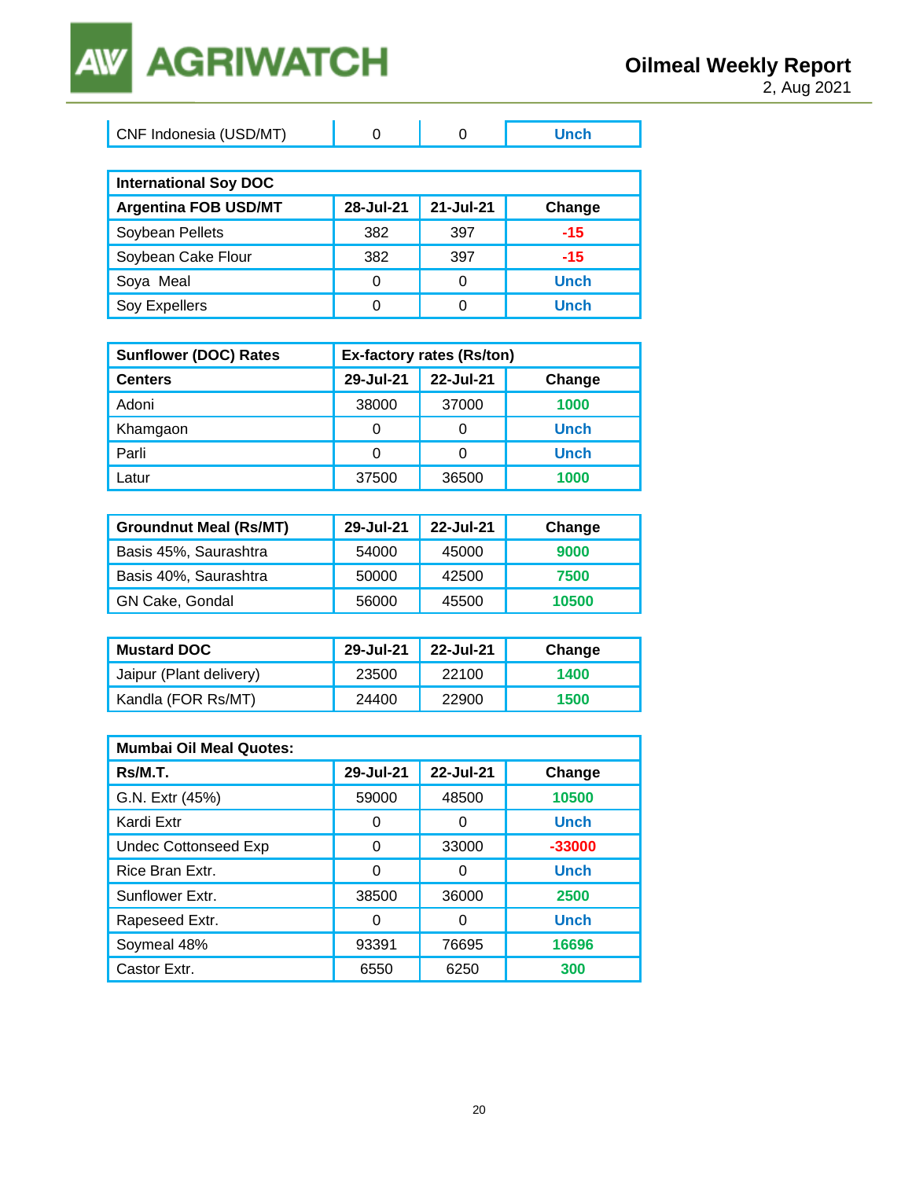| CNF Indonesia (USD/MT) | 0 | 0 | Unch |
|---|---|---|---|

| International Soy DOC | | | |
|---|---|---|---|
| **Argentina FOB USD/MT** | **28-Jul-21** | **21-Jul-21** | **Change** |
| Soybean Pellets | 382 | 397 | -15 |
| Soybean Cake Flour | 382 | 397 | -15 |
| Soya Meal | 0 | 0 | Unch |
| Soy Expellers | 0 | 0 | Unch |

| Sunflower (DOC) Rates | Ex-factory rates (Rs/ton) | | |
|---|---|---|---|
| **Centers** | **29-Jul-21** | **22-Jul-21** | **Change** |
| Adoni | 38000 | 37000 | 1000 |
| Khamgaon | 0 | 0 | Unch |
| Parli | 0 | 0 | Unch |
| Latur | 37500 | 36500 | 1000 |

| Groundnut Meal (Rs/MT) | 29-Jul-21 | 22-Jul-21 | Change |
|---|---|---|---|
| Basis 45%, Saurashtra | 54000 | 45000 | 9000 |
| Basis 40%, Saurashtra | 50000 | 42500 | 7500 |
| GN Cake, Gondal | 56000 | 45500 | 10500 |

| Mustard DOC | 29-Jul-21 | 22-Jul-21 | Change |
|---|---|---|---|
| Jaipur (Plant delivery) | 23500 | 22100 | 1400 |
| Kandla (FOR Rs/MT) | 24400 | 22900 | 1500 |

| Mumbai Oil Meal Quotes: | | | |
|---|---|---|---|
| **Rs/M.T.** | **29-Jul-21** | **22-Jul-21** | **Change** |
| G.N. Extr (45%) | 59000 | 48500 | 10500 |
| Kardi Extr | 0 | 0 | Unch |
| Undec Cottonseed Exp | 0 | 33000 | -33000 |
| Rice Bran Extr. | 0 | 0 | Unch |
| Sunflower Extr. | 38500 | 36000 | 2500 |
| Rapeseed Extr. | 0 | 0 | Unch |
| Soymeal 48% | 93391 | 76695 | 16696 |
| Castor Extr. | 6550 | 6250 | 300 |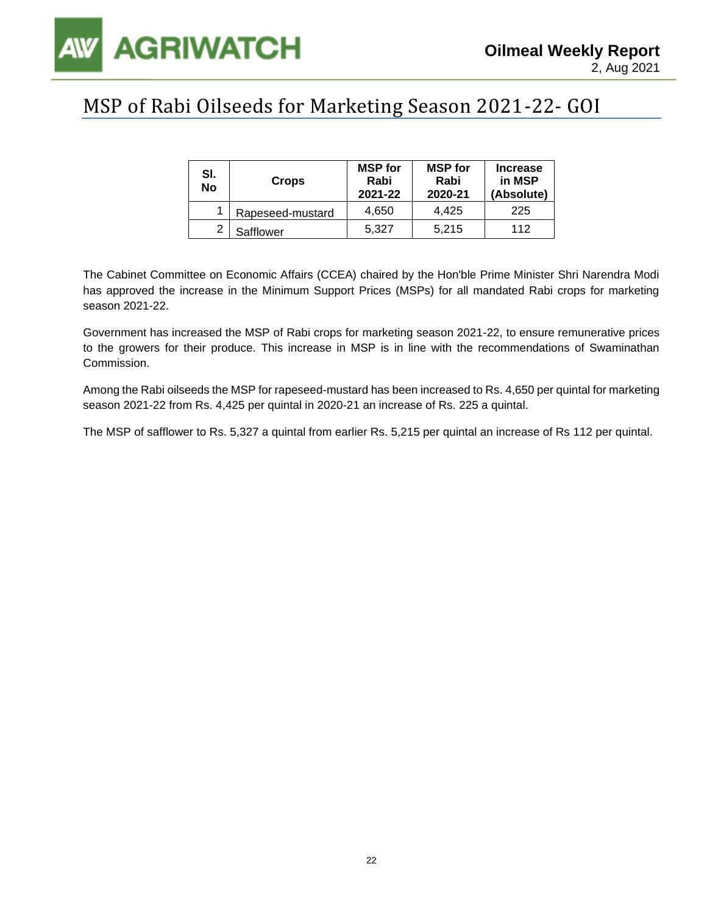# MSP of Rabi Oilseeds for Marketing Season 2021-22- GOI

| Sl. No | Crops | MSP for Rabi 2021-22 | MSP for Rabi 2020-21 | Increase in MSP (Absolute) |
|---|---|---|---|---|
| 1 | Rapeseed-mustard | 4,650 | 4,425 | 225 |
| 2 | Safflower | 5,327 | 5,215 | 112 |

The Cabinet Committee on Economic Affairs (CCEA) chaired by the Hon'ble Prime Minister Shri Narendra Modi has approved the increase in the Minimum Support Prices (MSPs) for all mandated Rabi crops for marketing season 2021-22.

Government has increased the MSP of Rabi crops for marketing season 2021-22, to ensure remunerative prices to the growers for their produce. This increase in MSP is in line with the recommendations of Swaminathan Commission.

Among the Rabi oilseeds the MSP for rapeseed-mustard has been increased to Rs. 4,650 per quintal for marketing season 2021-22 from Rs. 4,425 per quintal in 2020-21 an increase of Rs. 225 a quintal.

The MSP of safflower to Rs. 5,327 a quintal from earlier Rs. 5,215 per quintal an increase of Rs 112 per quintal.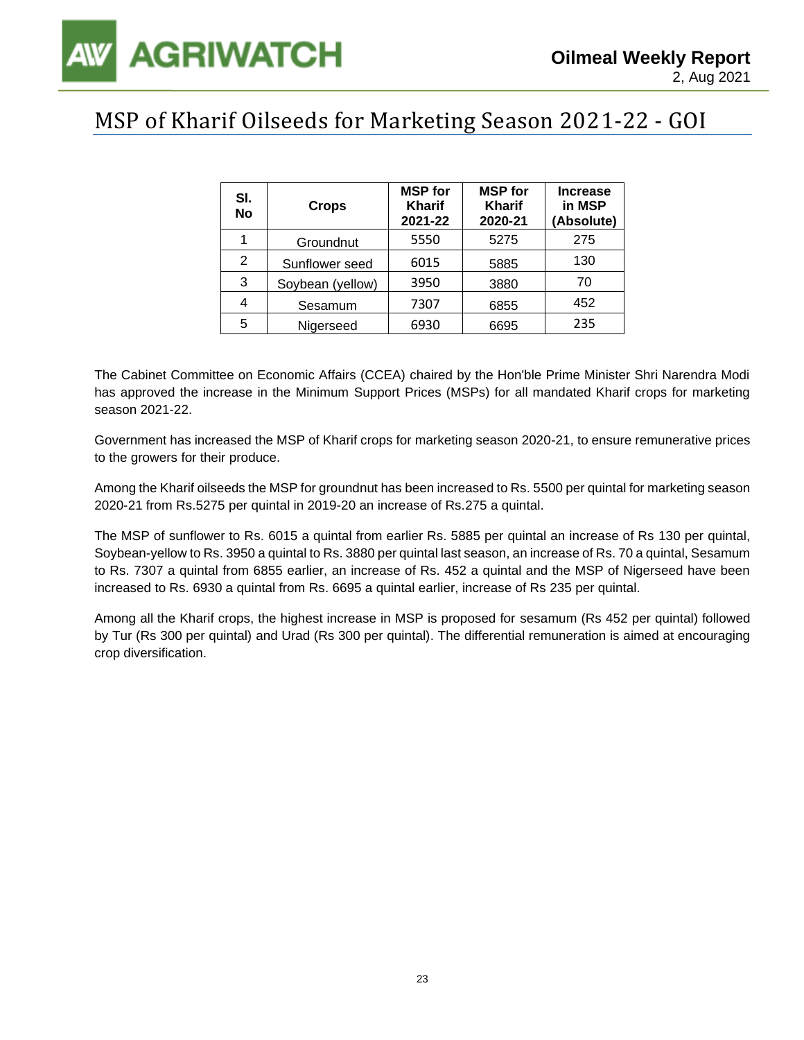# MSP of Kharif Oilseeds for Marketing Season 2021-22 - GOI

| Sl. No | Crops | MSP for Kharif 2021-22 | MSP for Kharif 2020-21 | Increase in MSP (Absolute) |
|---|---|---|---|---|
| 1 | Groundnut | 5550 | 5275 | 275 |
| 2 | Sunflower seed | 6015 | 5885 | 130 |
| 3 | Soybean (yellow) | 3950 | 3880 | 70 |
| 4 | Sesamum | 7307 | 6855 | 452 |
| 5 | Nigerseed | 6930 | 6695 | 235 |

The Cabinet Committee on Economic Affairs (CCEA) chaired by the Hon'ble Prime Minister Shri Narendra Modi has approved the increase in the Minimum Support Prices (MSPs) for all mandated Kharif crops for marketing season 2021-22.

Government has increased the MSP of Kharif crops for marketing season 2020-21, to ensure remunerative prices to the growers for their produce.

Among the Kharif oilseeds the MSP for groundnut has been increased to Rs. 5500 per quintal for marketing season 2020-21 from Rs.5275 per quintal in 2019-20 an increase of Rs.275 a quintal.

The MSP of sunflower to Rs. 6015 a quintal from earlier Rs. 5885 per quintal an increase of Rs 130 per quintal, Soybean-yellow to Rs. 3950 a quintal to Rs. 3880 per quintal last season, an increase of Rs. 70 a quintal, Sesamum to Rs. 7307 a quintal from 6855 earlier, an increase of Rs. 452 a quintal and the MSP of Nigerseed have been increased to Rs. 6930 a quintal from Rs. 6695 a quintal earlier, increase of Rs 235 per quintal.

Among all the Kharif crops, the highest increase in MSP is proposed for sesamum (Rs 452 per quintal) followed by Tur (Rs 300 per quintal) and Urad (Rs 300 per quintal). The differential remuneration is aimed at encouraging crop diversification.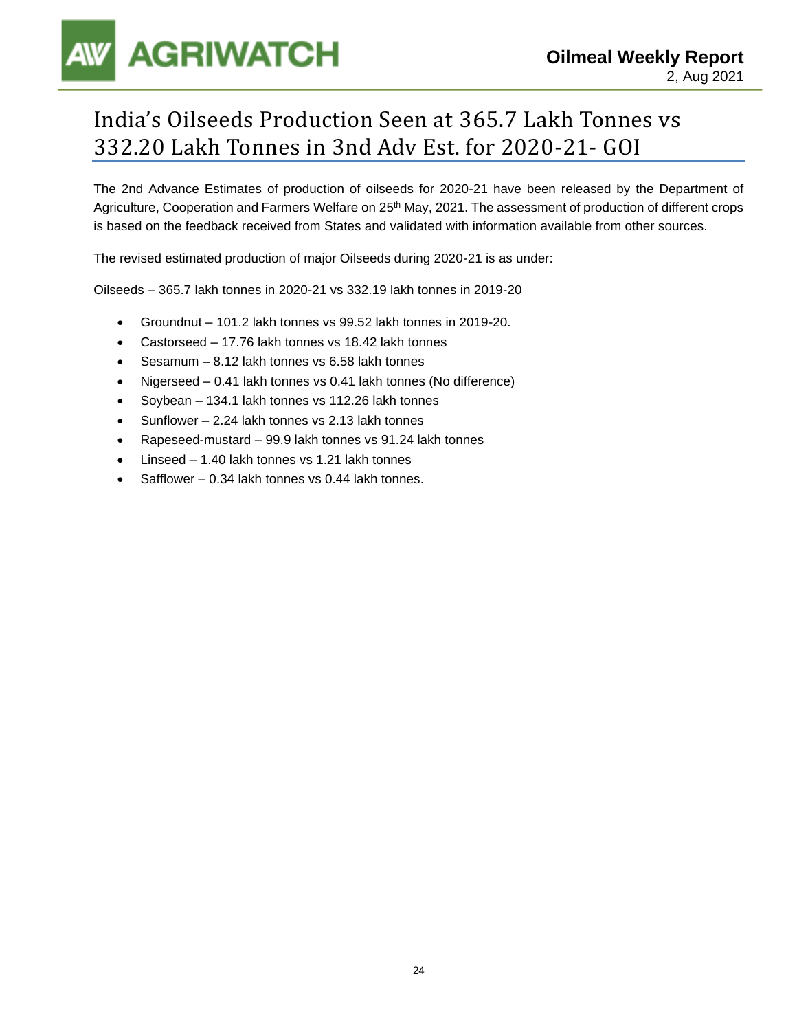# India's Oilseeds Production Seen at 365.7 Lakh Tonnes vs 332.20 Lakh Tonnes in 3nd Adv Est. for 2020-21- GOI

The 2nd Advance Estimates of production of oilseeds for 2020-21 have been released by the Department of Agriculture, Cooperation and Farmers Welfare on 25th May, 2021. The assessment of production of different crops is based on the feedback received from States and validated with information available from other sources.

The revised estimated production of major Oilseeds during 2020-21 is as under:

Oilseeds – 365.7 lakh tonnes in 2020-21 vs 332.19 lakh tonnes in 2019-20

- Groundnut – 101.2 lakh tonnes vs 99.52 lakh tonnes in 2019-20.
- Castorseed – 17.76 lakh tonnes vs 18.42 lakh tonnes
- Sesamum – 8.12 lakh tonnes vs 6.58 lakh tonnes
- Nigerseed – 0.41 lakh tonnes vs 0.41 lakh tonnes (No difference)
- Soybean – 134.1 lakh tonnes vs 112.26 lakh tonnes
- Sunflower – 2.24 lakh tonnes vs 2.13 lakh tonnes
- Rapeseed-mustard – 99.9 lakh tonnes vs 91.24 lakh tonnes
- Linseed – 1.40 lakh tonnes vs 1.21 lakh tonnes
- Safflower – 0.34 lakh tonnes vs 0.44 lakh tonnes.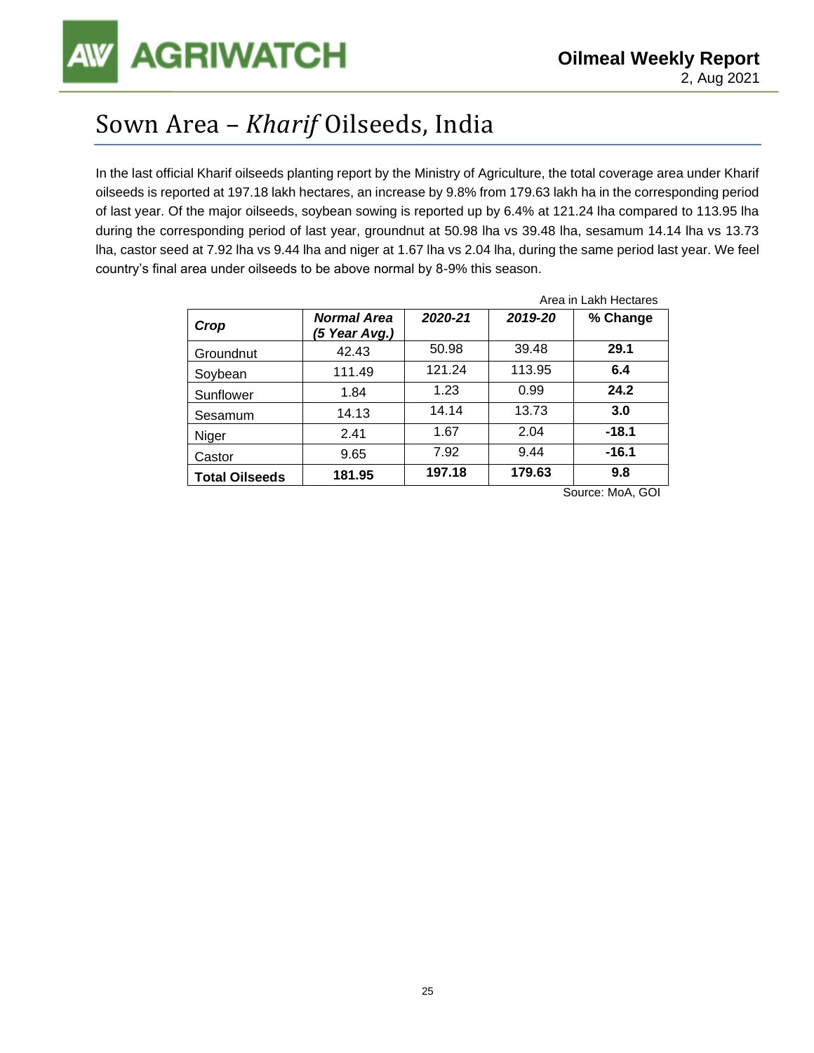# Sown Area – *Kharif* Oilseeds, India

In the last official Kharif oilseeds planting report by the Ministry of Agriculture, the total coverage area under Kharif oilseeds is reported at 197.18 lakh hectares, an increase by 9.8% from 179.63 lakh ha in the corresponding period of last year. Of the major oilseeds, soybean sowing is reported up by 6.4% at 121.24 lha compared to 113.95 lha during the corresponding period of last year, groundnut at 50.98 lha vs 39.48 lha, sesamum 14.14 lha vs 13.73 lha, castor seed at 7.92 lha vs 9.44 lha and niger at 1.67 lha vs 2.04 lha, during the same period last year. We feel country's final area under oilseeds to be above normal by 8-9% this season.

Area in Lakh Hectares

| *Crop* | *Normal Area (5 Year Avg.)* | *2020-21* | *2019-20* | % Change |
|---|---|---|---|---|
| Groundnut | 42.43 | 50.98 | 39.48 | **29.1** |
| Soybean | 111.49 | 121.24 | 113.95 | **6.4** |
| Sunflower | 1.84 | 1.23 | 0.99 | **24.2** |
| Sesamum | 14.13 | 14.14 | 13.73 | **3.0** |
| Niger | 2.41 | 1.67 | 2.04 | **-18.1** |
| Castor | 9.65 | 7.92 | 9.44 | **-16.1** |
| **Total Oilseeds** | **181.95** | **197.18** | **179.63** | **9.8** |

Source: MoA, GOI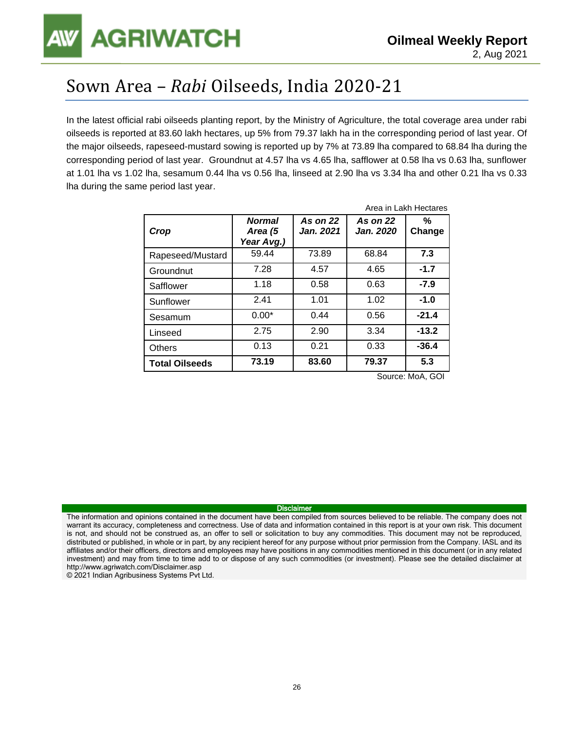# Sown Area – *Rabi* Oilseeds, India 2020-21

In the latest official rabi oilseeds planting report, by the Ministry of Agriculture, the total coverage area under rabi oilseeds is reported at 83.60 lakh hectares, up 5% from 79.37 lakh ha in the corresponding period of last year. Of the major oilseeds, rapeseed-mustard sowing is reported up by 7% at 73.89 lha compared to 68.84 lha during the corresponding period of last year. Groundnut at 4.57 lha vs 4.65 lha, safflower at 0.58 lha vs 0.63 lha, sunflower at 1.01 lha vs 1.02 lha, sesamum 0.44 lha vs 0.56 lha, linseed at 2.90 lha vs 3.34 lha and other 0.21 lha vs 0.33 lha during the same period last year.

Area in Lakh Hectares

| *Crop* | *Normal Area (5 Year Avg.)* | *As on 22 Jan. 2021* | *As on 22 Jan. 2020* | **% Change** |
|---|---|---|---|---|
| Rapeseed/Mustard | 59.44 | 73.89 | 68.84 | **7.3** |
| Groundnut | 7.28 | 4.57 | 4.65 | **-1.7** |
| Safflower | 1.18 | 0.58 | 0.63 | **-7.9** |
| Sunflower | 2.41 | 1.01 | 1.02 | **-1.0** |
| Sesamum | 0.00* | 0.44 | 0.56 | **-21.4** |
| Linseed | 2.75 | 2.90 | 3.34 | **-13.2** |
| Others | 0.13 | 0.21 | 0.33 | **-36.4** |
| **Total Oilseeds** | **73.19** | **83.60** | **79.37** | **5.3** |

Source: MoA, GOI

**Disclaimer**

The information and opinions contained in the document have been compiled from sources believed to be reliable. The company does not warrant its accuracy, completeness and correctness. Use of data and information contained in this report is at your own risk. This document is not, and should not be construed as, an offer to sell or solicitation to buy any commodities. This document may not be reproduced, distributed or published, in whole or in part, by any recipient hereof for any purpose without prior permission from the Company. IASL and its affiliates and/or their officers, directors and employees may have positions in any commodities mentioned in this document (or in any related investment) and may from time to time add to or dispose of any such commodities (or investment). Please see the detailed disclaimer at http://www.agriwatch.com/Disclaimer.asp

© 2021 Indian Agribusiness Systems Pvt Ltd.